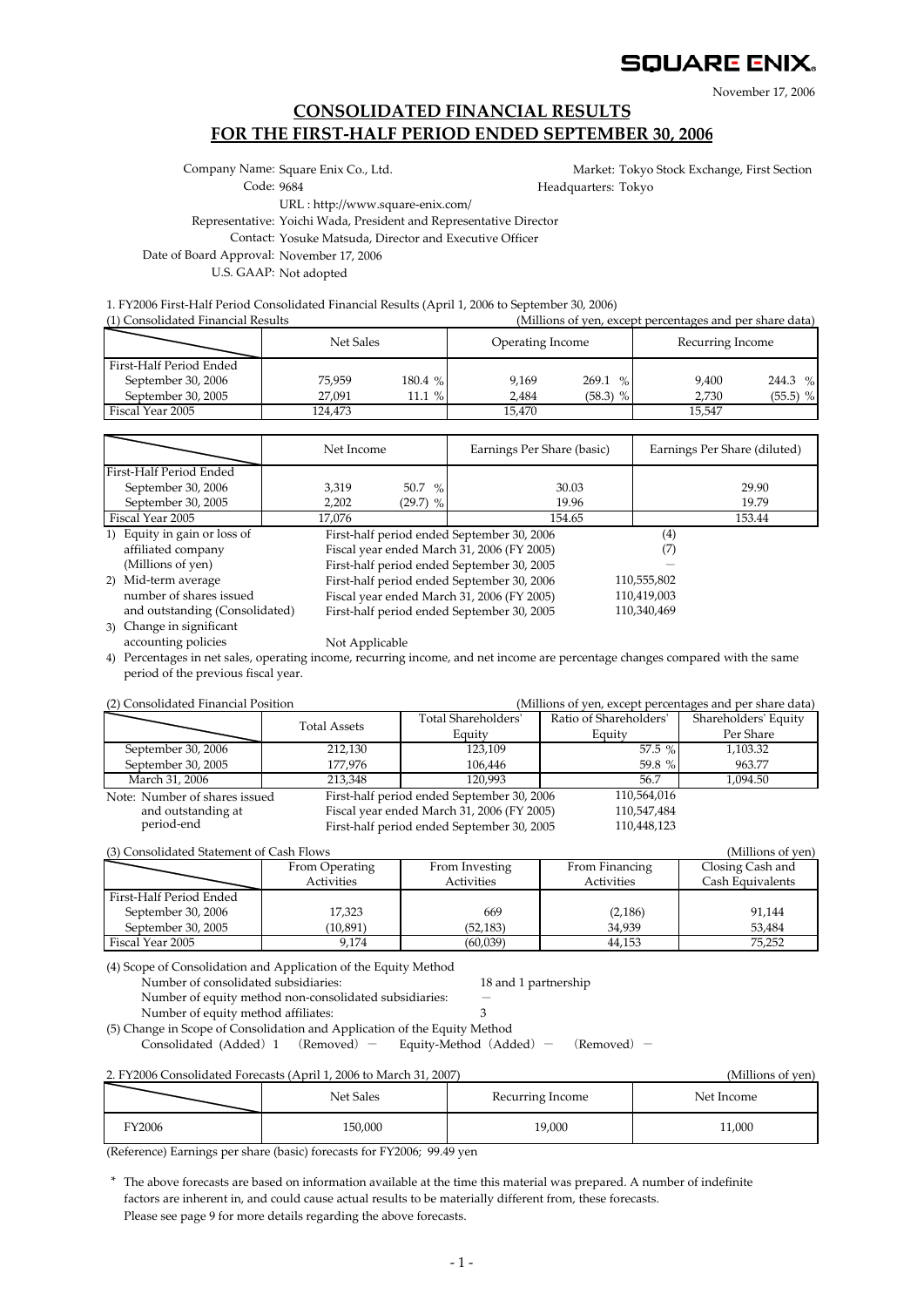SQUARE ENIX.

November 17, 2006

# CONSOLIDATED FINANCIAL RESULTS FOR THE FIRST-HALF PERIOD ENDED SEPTEMBER 30, 2006

Company Name: Square Enix Co., Ltd.
Market: Tokyo Stock Exchange, First Section
Code: 9684
Headquarters: Tokyo
URL : http://www.square-enix.com/
Representative: Yoichi Wada, President and Representative Director
Contact: Yosuke Matsuda, Director and Executive Officer
Date of Board Approval: November 17, 2006
U.S. GAAP: Not adopted

1. FY2006 First-Half Period Consolidated Financial Results (April 1, 2006 to September 30, 2006)

(1) Consolidated Financial Results (Millions of yen, except percentages and per share data)

| | Net Sales | | Operating Income | | Recurring Income | |
|---|---|---|---|---|---|---|
| First-Half Period Ended | | | | | | |
| September 30, 2006 | 75,959 | 180.4 % | 9,169 | 269.1 % | 9,400 | 244.3 % |
| September 30, 2005 | 27,091 | 11.1 % | 2,484 | (58.3) % | 2,730 | (55.5) % |
| Fiscal Year 2005 | 124,473 | | 15,470 | | 15,547 | |

| | Net Income | | Earnings Per Share (basic) | Earnings Per Share (diluted) |
|---|---|---|---|---|
| First-Half Period Ended | | | | |
| September 30, 2006 | 3,319 | 50.7 % | 30.03 | 29.90 |
| September 30, 2005 | 2,202 | (29.7) % | 19.96 | 19.79 |
| Fiscal Year 2005 | 17,076 | | 154.65 | 153.44 |

1) Equity in gain or loss of affiliated company (Millions of yen)
   - First-half period ended September 30, 2006: (4)
   - Fiscal year ended March 31, 2006 (FY 2005): (7)
   - First-half period ended September 30, 2005: —
2) Mid-term average number of shares issued and outstanding (Consolidated)
   - First-half period ended September 30, 2006: 110,555,802
   - Fiscal year ended March 31, 2006 (FY 2005): 110,419,003
   - First-half period ended September 30, 2005: 110,340,469
3) Change in significant accounting policies: Not Applicable
4) Percentages in net sales, operating income, recurring income, and net income are percentage changes compared with the same period of the previous fiscal year.

(2) Consolidated Financial Position (Millions of yen, except percentages and per share data)

| | Total Assets | Total Shareholders' Equity | Ratio of Shareholders' Equity | Shareholders' Equity Per Share |
|---|---|---|---|---|
| September 30, 2006 | 212,130 | 123,109 | 57.5 % | 1,103.32 |
| September 30, 2005 | 177,976 | 106,446 | 59.8 % | 963.77 |
| March 31, 2006 | 213,348 | 120,993 | 56.7 | 1,094.50 |

Note: Number of shares issued and outstanding at period-end
- First-half period ended September 30, 2006: 110,564,016
- Fiscal year ended March 31, 2006 (FY 2005): 110,547,484
- First-half period ended September 30, 2005: 110,448,123

(3) Consolidated Statement of Cash Flows (Millions of yen)

| | From Operating Activities | From Investing Activities | From Financing Activities | Closing Cash and Cash Equivalents |
|---|---|---|---|---|
| First-Half Period Ended | | | | |
| September 30, 2006 | 17,323 | 669 | (2,186) | 91,144 |
| September 30, 2005 | (10,891) | (52,183) | 34,939 | 53,484 |
| Fiscal Year 2005 | 9,174 | (60,039) | 44,153 | 75,252 |

(4) Scope of Consolidation and Application of the Equity Method
- Number of consolidated subsidiaries: 18 and 1 partnership
- Number of equity method non-consolidated subsidiaries: —
- Number of equity method affiliates: 3

(5) Change in Scope of Consolidation and Application of the Equity Method
Consolidated (Added) 1 (Removed) — Equity-Method (Added) — (Removed) —

2. FY2006 Consolidated Forecasts (April 1, 2006 to March 31, 2007) (Millions of yen)

| | Net Sales | Recurring Income | Net Income |
|---|---|---|---|
| FY2006 | 150,000 | 19,000 | 11,000 |

(Reference) Earnings per share (basic) forecasts for FY2006; 99.49 yen

* The above forecasts are based on information available at the time this material was prepared. A number of indefinite factors are inherent in, and could cause actual results to be materially different from, these forecasts. Please see page 9 for more details regarding the above forecasts.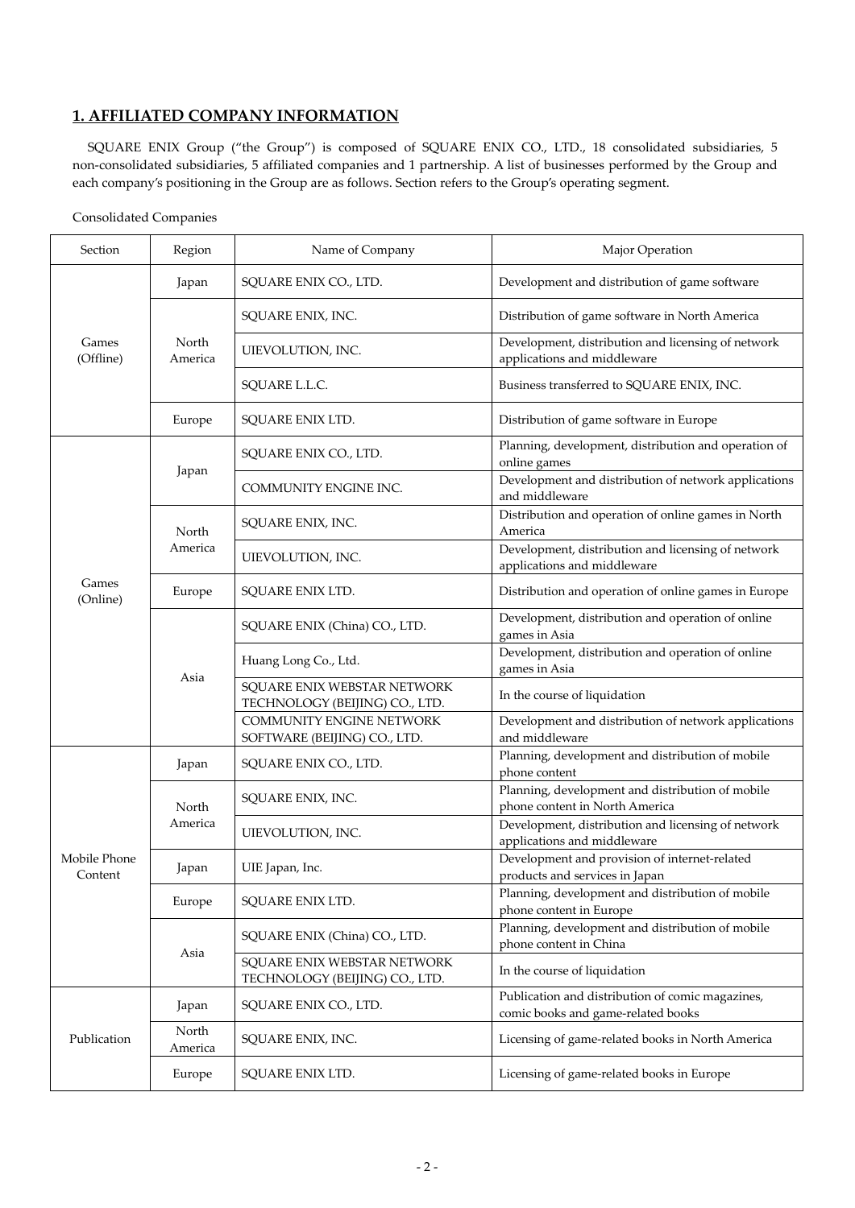## 1. AFFILIATED COMPANY INFORMATION

SQUARE ENIX Group ("the Group") is composed of SQUARE ENIX CO., LTD., 18 consolidated subsidiaries, 5 non-consolidated subsidiaries, 5 affiliated companies and 1 partnership. A list of businesses performed by the Group and each company's positioning in the Group are as follows. Section refers to the Group's operating segment.

Consolidated Companies

| Section | Region | Name of Company | Major Operation |
|---|---|---|---|
| Games (Offline) | Japan | SQUARE ENIX CO., LTD. | Development and distribution of game software |
| | North America | SQUARE ENIX, INC. | Distribution of game software in North America |
| | | UIEVOLUTION, INC. | Development, distribution and licensing of network applications and middleware |
| | | SQUARE L.L.C. | Business transferred to SQUARE ENIX, INC. |
| | Europe | SQUARE ENIX LTD. | Distribution of game software in Europe |
| Games (Online) | Japan | SQUARE ENIX CO., LTD. | Planning, development, distribution and operation of online games |
| | | COMMUNITY ENGINE INC. | Development and distribution of network applications and middleware |
| | North America | SQUARE ENIX, INC. | Distribution and operation of online games in North America |
| | | UIEVOLUTION, INC. | Development, distribution and licensing of network applications and middleware |
| | Europe | SQUARE ENIX LTD. | Distribution and operation of online games in Europe |
| | Asia | SQUARE ENIX (China) CO., LTD. | Development, distribution and operation of online games in Asia |
| | | Huang Long Co., Ltd. | Development, distribution and operation of online games in Asia |
| | | SQUARE ENIX WEBSTAR NETWORK TECHNOLOGY (BEIJING) CO., LTD. | In the course of liquidation |
| | | COMMUNITY ENGINE NETWORK SOFTWARE (BEIJING) CO., LTD. | Development and distribution of network applications and middleware |
| Mobile Phone Content | Japan | SQUARE ENIX CO., LTD. | Planning, development and distribution of mobile phone content |
| | North America | SQUARE ENIX, INC. | Planning, development and distribution of mobile phone content in North America |
| | | UIEVOLUTION, INC. | Development, distribution and licensing of network applications and middleware |
| | Japan | UIE Japan, Inc. | Development and provision of internet-related products and services in Japan |
| | Europe | SQUARE ENIX LTD. | Planning, development and distribution of mobile phone content in Europe |
| | Asia | SQUARE ENIX (China) CO., LTD. | Planning, development and distribution of mobile phone content in China |
| | | SQUARE ENIX WEBSTAR NETWORK TECHNOLOGY (BEIJING) CO., LTD. | In the course of liquidation |
| Publication | Japan | SQUARE ENIX CO., LTD. | Publication and distribution of comic magazines, comic books and game-related books |
| | North America | SQUARE ENIX, INC. | Licensing of game-related books in North America |
| | Europe | SQUARE ENIX LTD. | Licensing of game-related books in Europe |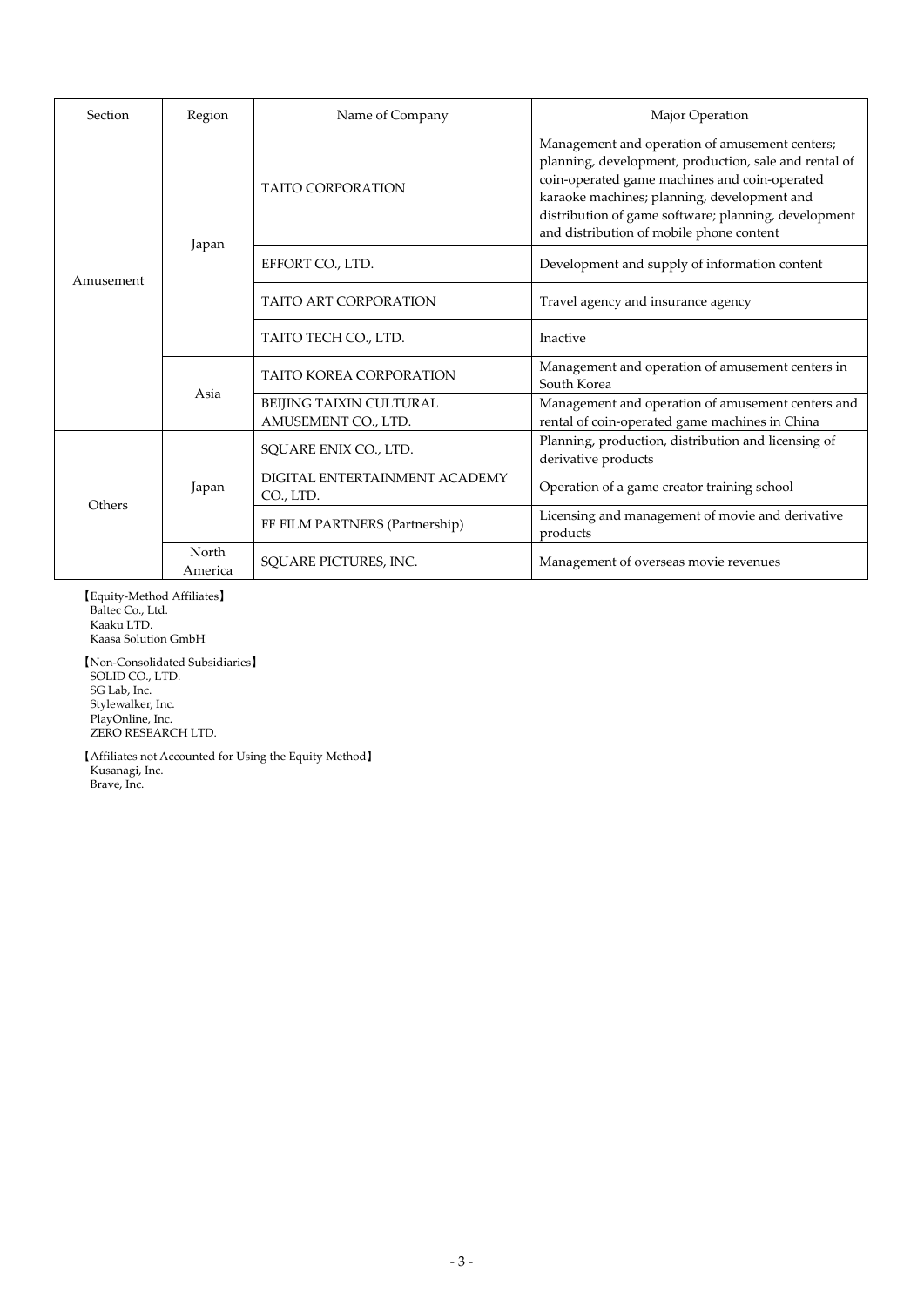| Section | Region | Name of Company | Major Operation |
|---|---|---|---|
| Amusement | Japan | TAITO CORPORATION | Management and operation of amusement centers; planning, development, production, sale and rental of coin-operated game machines and coin-operated karaoke machines; planning, development and distribution of game software; planning, development and distribution of mobile phone content |
| | | EFFORT CO., LTD. | Development and supply of information content |
| | | TAITO ART CORPORATION | Travel agency and insurance agency |
| | | TAITO TECH CO., LTD. | Inactive |
| | Asia | TAITO KOREA CORPORATION | Management and operation of amusement centers in South Korea |
| | | BEIJING TAIXIN CULTURAL AMUSEMENT CO., LTD. | Management and operation of amusement centers and rental of coin-operated game machines in China |
| Others | Japan | SQUARE ENIX CO., LTD. | Planning, production, distribution and licensing of derivative products |
| | | DIGITAL ENTERTAINMENT ACADEMY CO., LTD. | Operation of a game creator training school |
| | | FF FILM PARTNERS (Partnership) | Licensing and management of movie and derivative products |
| | North America | SQUARE PICTURES, INC. | Management of overseas movie revenues |

【Equity-Method Affiliates】
Baltec Co., Ltd.
Kaaku LTD.
Kaasa Solution GmbH

【Non-Consolidated Subsidiaries】
SOLID CO., LTD.
SG Lab, Inc.
Stylewalker, Inc.
PlayOnline, Inc.
ZERO RESEARCH LTD.

【Affiliates not Accounted for Using the Equity Method】
Kusanagi, Inc.
Brave, Inc.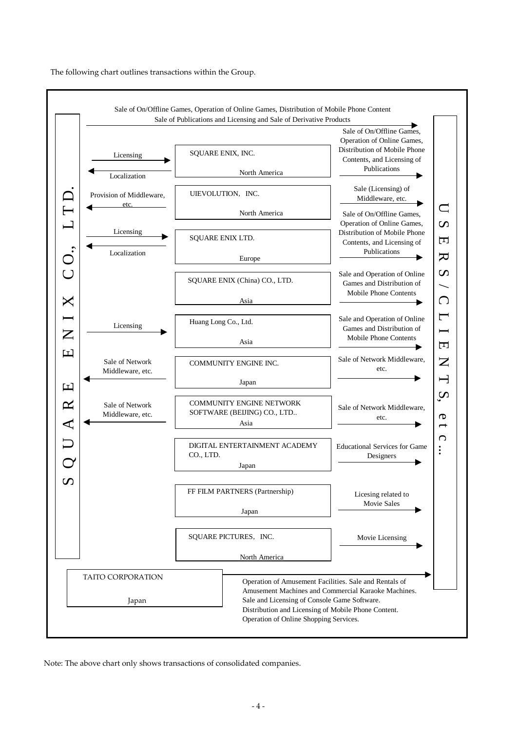The following chart outlines transactions within the Group.

**SQUARE ENIX CO., LTD.** → **USERS/CLIENTS, etc...**: Sale of On/Offline Games, Operation of Online Games, Distribution of Mobile Phone Content; Sale of Publications and Licensing and Sale of Derivative Products

| Transactions with SQUARE ENIX CO., LTD. | Company | Region | Transactions with USERS/CLIENTS, etc... |
|---|---|---|---|
| Licensing (→); Localization (←) | SQUARE ENIX, INC. | North America | Sale of On/Offline Games, Operation of Online Games, Distribution of Mobile Phone Contents, and Licensing of Publications |
| Provision of Middleware, etc. (←) | UIEVOLUTION, INC. | North America | Sale (Licensing) of Middleware, etc. |
| Licensing (→); Localization (←) | SQUARE ENIX LTD. | Europe | Sale of On/Offline Games, Operation of Online Games, Distribution of Mobile Phone Contents, and Licensing of Publications |
| | SQUARE ENIX (China) CO., LTD. | Asia | Sale and Operation of Online Games and Distribution of Mobile Phone Contents |
| Licensing (→) | Huang Long Co., Ltd. | Asia | Sale and Operation of Online Games and Distribution of Mobile Phone Contents |
| Sale of Network Middleware, etc. (←) | COMMUNITY ENGINE INC. | Japan | Sale of Network Middleware, etc. |
| Sale of Network Middleware, etc. (←) | COMMUNITY ENGINE NETWORK SOFTWARE (BEIJING) CO., LTD.. | Asia | Sale of Network Middleware, etc. |
| | DIGITAL ENTERTAINMENT ACADEMY CO., LTD. | Japan | Educational Services for Game Designers |
| | FF FILM PARTNERS (Partnership) | Japan | Licesing related to Movie Sales |
| | SQUARE PICTURES, INC. | North America | Movie Licensing |

**TAITO CORPORATION** (Japan) → **USERS/CLIENTS, etc...**: Operation of Amusement Facilities. Sale and Rentals of Amusement Machines and Commercial Karaoke Machines. Sale and Licensing of Console Game Software. Distribution and Licensing of Mobile Phone Content. Operation of Online Shopping Services.

Note: The above chart only shows transactions of consolidated companies.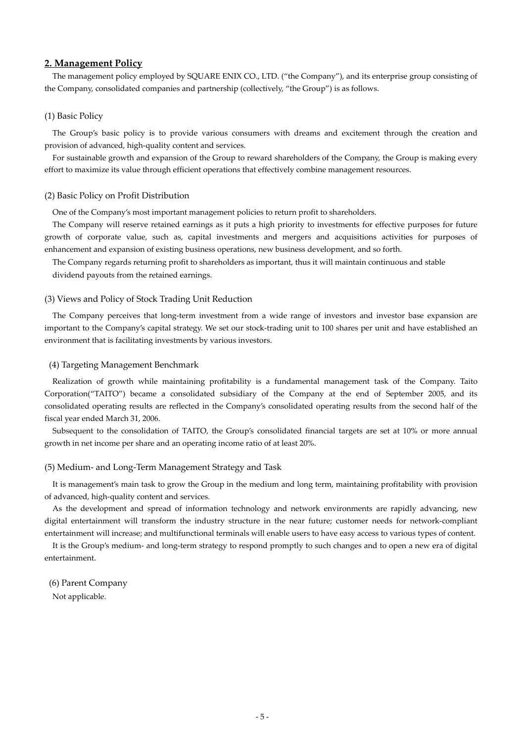## 2. Management Policy

The management policy employed by SQUARE ENIX CO., LTD. ("the Company"), and its enterprise group consisting of the Company, consolidated companies and partnership (collectively, "the Group") is as follows.

### (1) Basic Policy

The Group's basic policy is to provide various consumers with dreams and excitement through the creation and provision of advanced, high-quality content and services.

For sustainable growth and expansion of the Group to reward shareholders of the Company, the Group is making every effort to maximize its value through efficient operations that effectively combine management resources.

### (2) Basic Policy on Profit Distribution

One of the Company's most important management policies to return profit to shareholders.

The Company will reserve retained earnings as it puts a high priority to investments for effective purposes for future growth of corporate value, such as, capital investments and mergers and acquisitions activities for purposes of enhancement and expansion of existing business operations, new business development, and so forth.

The Company regards returning profit to shareholders as important, thus it will maintain continuous and stable dividend payouts from the retained earnings.

### (3) Views and Policy of Stock Trading Unit Reduction

The Company perceives that long-term investment from a wide range of investors and investor base expansion are important to the Company's capital strategy. We set our stock-trading unit to 100 shares per unit and have established an environment that is facilitating investments by various investors.

### (4) Targeting Management Benchmark

Realization of growth while maintaining profitability is a fundamental management task of the Company. Taito Corporation("TAITO") became a consolidated subsidiary of the Company at the end of September 2005, and its consolidated operating results are reflected in the Company's consolidated operating results from the second half of the fiscal year ended March 31, 2006.

Subsequent to the consolidation of TAITO, the Group's consolidated financial targets are set at 10% or more annual growth in net income per share and an operating income ratio of at least 20%.

### (5) Medium- and Long-Term Management Strategy and Task

It is management's main task to grow the Group in the medium and long term, maintaining profitability with provision of advanced, high-quality content and services.

As the development and spread of information technology and network environments are rapidly advancing, new digital entertainment will transform the industry structure in the near future; customer needs for network-compliant entertainment will increase; and multifunctional terminals will enable users to have easy access to various types of content.

It is the Group's medium- and long-term strategy to respond promptly to such changes and to open a new era of digital entertainment.

### (6) Parent Company

Not applicable.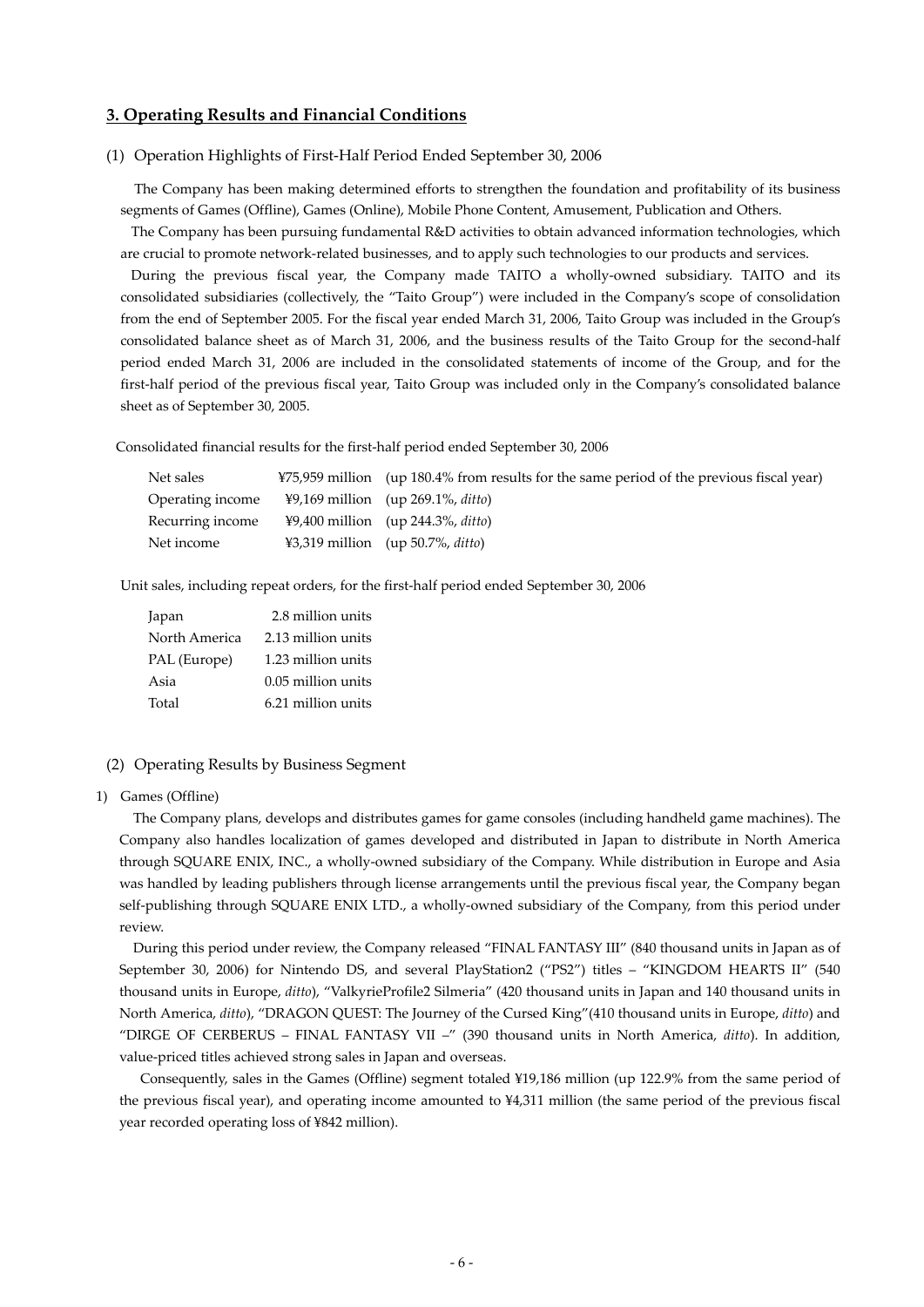## 3. Operating Results and Financial Conditions

(1) Operation Highlights of First-Half Period Ended September 30, 2006

The Company has been making determined efforts to strengthen the foundation and profitability of its business segments of Games (Offline), Games (Online), Mobile Phone Content, Amusement, Publication and Others.

The Company has been pursuing fundamental R&D activities to obtain advanced information technologies, which are crucial to promote network-related businesses, and to apply such technologies to our products and services.

During the previous fiscal year, the Company made TAITO a wholly-owned subsidiary. TAITO and its consolidated subsidiaries (collectively, the "Taito Group") were included in the Company's scope of consolidation from the end of September 2005. For the fiscal year ended March 31, 2006, Taito Group was included in the Group's consolidated balance sheet as of March 31, 2006, and the business results of the Taito Group for the second-half period ended March 31, 2006 are included in the consolidated statements of income of the Group, and for the first-half period of the previous fiscal year, Taito Group was included only in the Company's consolidated balance sheet as of September 30, 2005.

Consolidated financial results for the first-half period ended September 30, 2006

| | | |
|---|---|---|
| Net sales | ¥75,959 million | (up 180.4% from results for the same period of the previous fiscal year) |
| Operating income | ¥9,169 million | (up 269.1%, *ditto*) |
| Recurring income | ¥9,400 million | (up 244.3%, *ditto*) |
| Net income | ¥3,319 million | (up 50.7%, *ditto*) |

Unit sales, including repeat orders, for the first-half period ended September 30, 2006

| | |
|---|---|
| Japan | 2.8 million units |
| North America | 2.13 million units |
| PAL (Europe) | 1.23 million units |
| Asia | 0.05 million units |
| Total | 6.21 million units |

(2) Operating Results by Business Segment

1) Games (Offline)

The Company plans, develops and distributes games for game consoles (including handheld game machines). The Company also handles localization of games developed and distributed in Japan to distribute in North America through SQUARE ENIX, INC., a wholly-owned subsidiary of the Company. While distribution in Europe and Asia was handled by leading publishers through license arrangements until the previous fiscal year, the Company began self-publishing through SQUARE ENIX LTD., a wholly-owned subsidiary of the Company, from this period under review.

During this period under review, the Company released "FINAL FANTASY III" (840 thousand units in Japan as of September 30, 2006) for Nintendo DS, and several PlayStation2 ("PS2") titles – "KINGDOM HEARTS II" (540 thousand units in Europe, *ditto*), "ValkyrieProfile2 Silmeria" (420 thousand units in Japan and 140 thousand units in North America, *ditto*), "DRAGON QUEST: The Journey of the Cursed King"(410 thousand units in Europe, *ditto*) and "DIRGE OF CERBERUS – FINAL FANTASY VII –" (390 thousand units in North America, *ditto*). In addition, value-priced titles achieved strong sales in Japan and overseas.

Consequently, sales in the Games (Offline) segment totaled ¥19,186 million (up 122.9% from the same period of the previous fiscal year), and operating income amounted to ¥4,311 million (the same period of the previous fiscal year recorded operating loss of ¥842 million).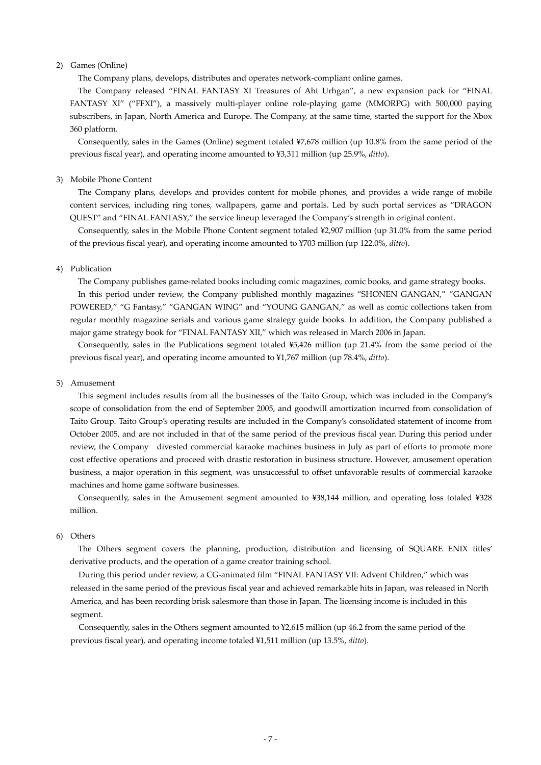2) Games (Online)

The Company plans, develops, distributes and operates network-compliant online games.

The Company released "FINAL FANTASY XI Treasures of Aht Urhgan", a new expansion pack for "FINAL FANTASY XI" ("FFXI"), a massively multi-player online role-playing game (MMORPG) with 500,000 paying subscribers, in Japan, North America and Europe. The Company, at the same time, started the support for the Xbox 360 platform.

Consequently, sales in the Games (Online) segment totaled ¥7,678 million (up 10.8% from the same period of the previous fiscal year), and operating income amounted to ¥3,311 million (up 25.9%, *ditto*).

3) Mobile Phone Content

The Company plans, develops and provides content for mobile phones, and provides a wide range of mobile content services, including ring tones, wallpapers, game and portals. Led by such portal services as "DRAGON QUEST" and "FINAL FANTASY," the service lineup leveraged the Company's strength in original content.

Consequently, sales in the Mobile Phone Content segment totaled ¥2,907 million (up 31.0% from the same period of the previous fiscal year), and operating income amounted to ¥703 million (up 122.0%, *ditto*).

4) Publication

The Company publishes game-related books including comic magazines, comic books, and game strategy books.

In this period under review, the Company published monthly magazines "SHONEN GANGAN," "GANGAN POWERED," "G Fantasy," "GANGAN WING" and "YOUNG GANGAN," as well as comic collections taken from regular monthly magazine serials and various game strategy guide books. In addition, the Company published a major game strategy book for "FINAL FANTASY XII," which was released in March 2006 in Japan.

Consequently, sales in the Publications segment totaled ¥5,426 million (up 21.4% from the same period of the previous fiscal year), and operating income amounted to ¥1,767 million (up 78.4%, *ditto*).

5) Amusement

This segment includes results from all the businesses of the Taito Group, which was included in the Company's scope of consolidation from the end of September 2005, and goodwill amortization incurred from consolidation of Taito Group. Taito Group's operating results are included in the Company's consolidated statement of income from October 2005, and are not included in that of the same period of the previous fiscal year. During this period under review, the Company divested commercial karaoke machines business in July as part of efforts to promote more cost effective operations and proceed with drastic restoration in business structure. However, amusement operation business, a major operation in this segment, was unsuccessful to offset unfavorable results of commercial karaoke machines and home game software businesses.

Consequently, sales in the Amusement segment amounted to ¥38,144 million, and operating loss totaled ¥328 million.

6) Others

The Others segment covers the planning, production, distribution and licensing of SQUARE ENIX titles' derivative products, and the operation of a game creator training school.

During this period under review, a CG-animated film "FINAL FANTASY VII: Advent Children," which was released in the same period of the previous fiscal year and achieved remarkable hits in Japan, was released in North America, and has been recording brisk salesmore than those in Japan. The licensing income is included in this segment.

Consequently, sales in the Others segment amounted to ¥2,615 million (up 46.2 from the same period of the previous fiscal year), and operating income totaled ¥1,511 million (up 13.5%, *ditto*).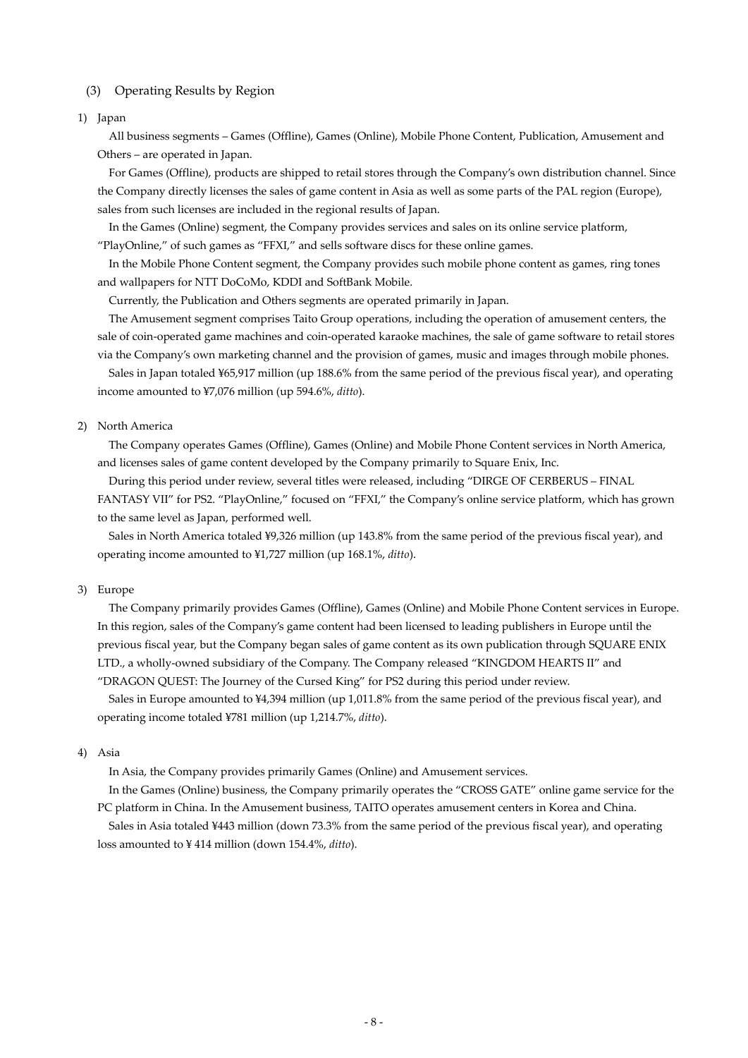### (3) Operating Results by Region

#### 1) Japan

All business segments – Games (Offline), Games (Online), Mobile Phone Content, Publication, Amusement and Others – are operated in Japan.

For Games (Offline), products are shipped to retail stores through the Company's own distribution channel. Since the Company directly licenses the sales of game content in Asia as well as some parts of the PAL region (Europe), sales from such licenses are included in the regional results of Japan.

In the Games (Online) segment, the Company provides services and sales on its online service platform, "PlayOnline," of such games as "FFXI," and sells software discs for these online games.

In the Mobile Phone Content segment, the Company provides such mobile phone content as games, ring tones and wallpapers for NTT DoCoMo, KDDI and SoftBank Mobile.

Currently, the Publication and Others segments are operated primarily in Japan.

The Amusement segment comprises Taito Group operations, including the operation of amusement centers, the sale of coin-operated game machines and coin-operated karaoke machines, the sale of game software to retail stores via the Company's own marketing channel and the provision of games, music and images through mobile phones.

Sales in Japan totaled ¥65,917 million (up 188.6% from the same period of the previous fiscal year), and operating income amounted to ¥7,076 million (up 594.6%, *ditto*).

#### 2) North America

The Company operates Games (Offline), Games (Online) and Mobile Phone Content services in North America, and licenses sales of game content developed by the Company primarily to Square Enix, Inc.

During this period under review, several titles were released, including "DIRGE OF CERBERUS – FINAL FANTASY VII" for PS2. "PlayOnline," focused on "FFXI," the Company's online service platform, which has grown to the same level as Japan, performed well.

Sales in North America totaled ¥9,326 million (up 143.8% from the same period of the previous fiscal year), and operating income amounted to ¥1,727 million (up 168.1%, *ditto*).

#### 3) Europe

The Company primarily provides Games (Offline), Games (Online) and Mobile Phone Content services in Europe. In this region, sales of the Company's game content had been licensed to leading publishers in Europe until the previous fiscal year, but the Company began sales of game content as its own publication through SQUARE ENIX LTD., a wholly-owned subsidiary of the Company. The Company released "KINGDOM HEARTS II" and "DRAGON QUEST: The Journey of the Cursed King" for PS2 during this period under review.

Sales in Europe amounted to ¥4,394 million (up 1,011.8% from the same period of the previous fiscal year), and operating income totaled ¥781 million (up 1,214.7%, *ditto*).

#### 4) Asia

In Asia, the Company provides primarily Games (Online) and Amusement services.

In the Games (Online) business, the Company primarily operates the "CROSS GATE" online game service for the PC platform in China. In the Amusement business, TAITO operates amusement centers in Korea and China.

Sales in Asia totaled ¥443 million (down 73.3% from the same period of the previous fiscal year), and operating loss amounted to ¥ 414 million (down 154.4%, *ditto*).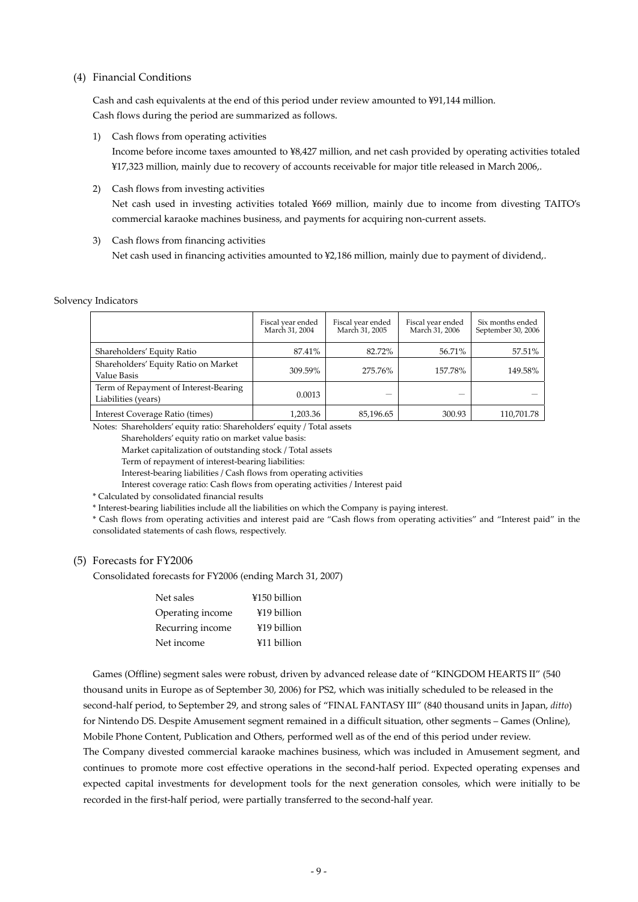### (4) Financial Conditions

Cash and cash equivalents at the end of this period under review amounted to ¥91,144 million.
Cash flows during the period are summarized as follows.

1) Cash flows from operating activities
Income before income taxes amounted to ¥8,427 million, and net cash provided by operating activities totaled ¥17,323 million, mainly due to recovery of accounts receivable for major title released in March 2006,.

2) Cash flows from investing activities
Net cash used in investing activities totaled ¥669 million, mainly due to income from divesting TAITO's commercial karaoke machines business, and payments for acquiring non-current assets.

3) Cash flows from financing activities
Net cash used in financing activities amounted to ¥2,186 million, mainly due to payment of dividend,.

Solvency Indicators

| | Fiscal year ended March 31, 2004 | Fiscal year ended March 31, 2005 | Fiscal year ended March 31, 2006 | Six months ended September 30, 2006 |
|---|---|---|---|---|
| Shareholders' Equity Ratio | 87.41% | 82.72% | 56.71% | 57.51% |
| Shareholders' Equity Ratio on Market Value Basis | 309.59% | 275.76% | 157.78% | 149.58% |
| Term of Repayment of Interest-Bearing Liabilities (years) | 0.0013 | — | — | — |
| Interest Coverage Ratio (times) | 1,203.36 | 85,196.65 | 300.93 | 110,701.78 |

Notes: Shareholders' equity ratio: Shareholders' equity / Total assets
Shareholders' equity ratio on market value basis:
Market capitalization of outstanding stock / Total assets
Term of repayment of interest-bearing liabilities:
Interest-bearing liabilities / Cash flows from operating activities
Interest coverage ratio: Cash flows from operating activities / Interest paid

\* Calculated by consolidated financial results

\* Interest-bearing liabilities include all the liabilities on which the Company is paying interest.

\* Cash flows from operating activities and interest paid are "Cash flows from operating activities" and "Interest paid" in the consolidated statements of cash flows, respectively.

### (5) Forecasts for FY2006

Consolidated forecasts for FY2006 (ending March 31, 2007)

| | |
|---|---|
| Net sales | ¥150 billion |
| Operating income | ¥19 billion |
| Recurring income | ¥19 billion |
| Net income | ¥11 billion |

Games (Offline) segment sales were robust, driven by advanced release date of "KINGDOM HEARTS II" (540 thousand units in Europe as of September 30, 2006) for PS2, which was initially scheduled to be released in the second-half period, to September 29, and strong sales of "FINAL FANTASY III" (840 thousand units in Japan, *ditto*) for Nintendo DS. Despite Amusement segment remained in a difficult situation, other segments – Games (Online), Mobile Phone Content, Publication and Others, performed well as of the end of this period under review.
The Company divested commercial karaoke machines business, which was included in Amusement segment, and continues to promote more cost effective operations in the second-half period. Expected operating expenses and expected capital investments for development tools for the next generation consoles, which were initially to be recorded in the first-half period, were partially transferred to the second-half year.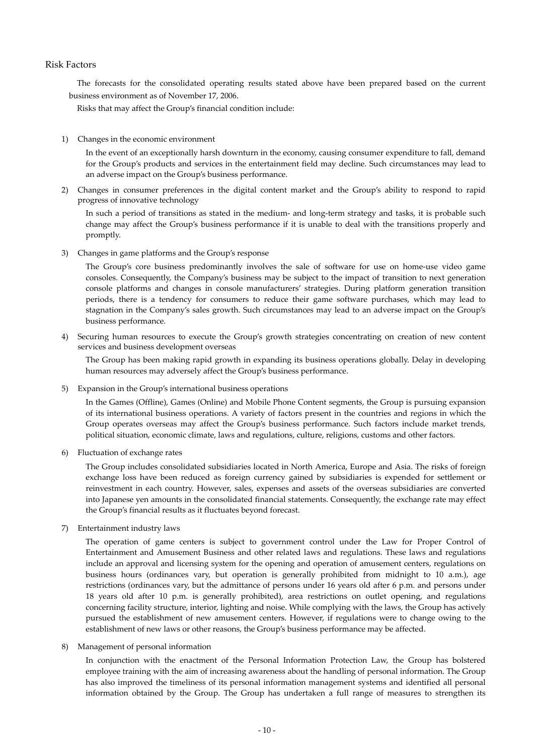## Risk Factors

The forecasts for the consolidated operating results stated above have been prepared based on the current business environment as of November 17, 2006.

Risks that may affect the Group's financial condition include:

1) Changes in the economic environment

   In the event of an exceptionally harsh downturn in the economy, causing consumer expenditure to fall, demand for the Group's products and services in the entertainment field may decline. Such circumstances may lead to an adverse impact on the Group's business performance.

2) Changes in consumer preferences in the digital content market and the Group's ability to respond to rapid progress of innovative technology

   In such a period of transitions as stated in the medium- and long-term strategy and tasks, it is probable such change may affect the Group's business performance if it is unable to deal with the transitions properly and promptly.

3) Changes in game platforms and the Group's response

   The Group's core business predominantly involves the sale of software for use on home-use video game consoles. Consequently, the Company's business may be subject to the impact of transition to next generation console platforms and changes in console manufacturers' strategies. During platform generation transition periods, there is a tendency for consumers to reduce their game software purchases, which may lead to stagnation in the Company's sales growth. Such circumstances may lead to an adverse impact on the Group's business performance.

4) Securing human resources to execute the Group's growth strategies concentrating on creation of new content services and business development overseas

   The Group has been making rapid growth in expanding its business operations globally. Delay in developing human resources may adversely affect the Group's business performance.

5) Expansion in the Group's international business operations

   In the Games (Offline), Games (Online) and Mobile Phone Content segments, the Group is pursuing expansion of its international business operations. A variety of factors present in the countries and regions in which the Group operates overseas may affect the Group's business performance. Such factors include market trends, political situation, economic climate, laws and regulations, culture, religions, customs and other factors.

6) Fluctuation of exchange rates

   The Group includes consolidated subsidiaries located in North America, Europe and Asia. The risks of foreign exchange loss have been reduced as foreign currency gained by subsidiaries is expended for settlement or reinvestment in each country. However, sales, expenses and assets of the overseas subsidiaries are converted into Japanese yen amounts in the consolidated financial statements. Consequently, the exchange rate may effect the Group's financial results as it fluctuates beyond forecast.

7) Entertainment industry laws

   The operation of game centers is subject to government control under the Law for Proper Control of Entertainment and Amusement Business and other related laws and regulations. These laws and regulations include an approval and licensing system for the opening and operation of amusement centers, regulations on business hours (ordinances vary, but operation is generally prohibited from midnight to 10 a.m.), age restrictions (ordinances vary, but the admittance of persons under 16 years old after 6 p.m. and persons under 18 years old after 10 p.m. is generally prohibited), area restrictions on outlet opening, and regulations concerning facility structure, interior, lighting and noise. While complying with the laws, the Group has actively pursued the establishment of new amusement centers. However, if regulations were to change owing to the establishment of new laws or other reasons, the Group's business performance may be affected.

8) Management of personal information

   In conjunction with the enactment of the Personal Information Protection Law, the Group has bolstered employee training with the aim of increasing awareness about the handling of personal information. The Group has also improved the timeliness of its personal information management systems and identified all personal information obtained by the Group. The Group has undertaken a full range of measures to strengthen its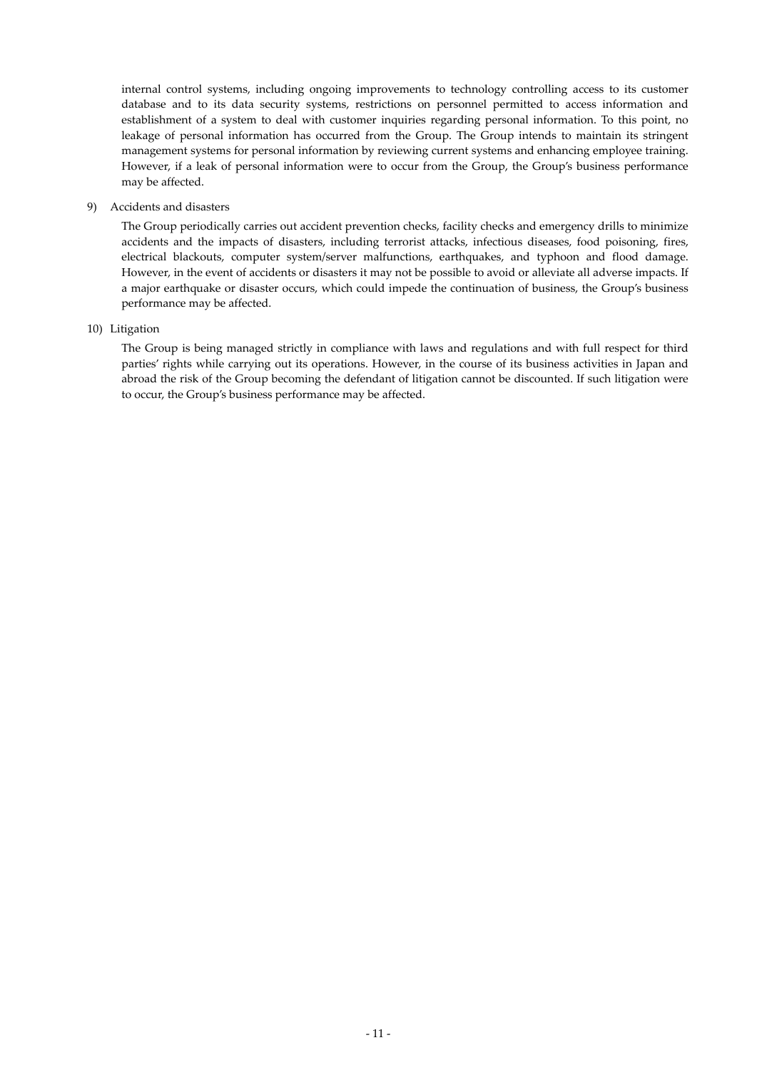internal control systems, including ongoing improvements to technology controlling access to its customer database and to its data security systems, restrictions on personnel permitted to access information and establishment of a system to deal with customer inquiries regarding personal information. To this point, no leakage of personal information has occurred from the Group. The Group intends to maintain its stringent management systems for personal information by reviewing current systems and enhancing employee training. However, if a leak of personal information were to occur from the Group, the Group's business performance may be affected.

9) Accidents and disasters

The Group periodically carries out accident prevention checks, facility checks and emergency drills to minimize accidents and the impacts of disasters, including terrorist attacks, infectious diseases, food poisoning, fires, electrical blackouts, computer system/server malfunctions, earthquakes, and typhoon and flood damage. However, in the event of accidents or disasters it may not be possible to avoid or alleviate all adverse impacts. If a major earthquake or disaster occurs, which could impede the continuation of business, the Group's business performance may be affected.

10) Litigation

The Group is being managed strictly in compliance with laws and regulations and with full respect for third parties' rights while carrying out its operations. However, in the course of its business activities in Japan and abroad the risk of the Group becoming the defendant of litigation cannot be discounted. If such litigation were to occur, the Group's business performance may be affected.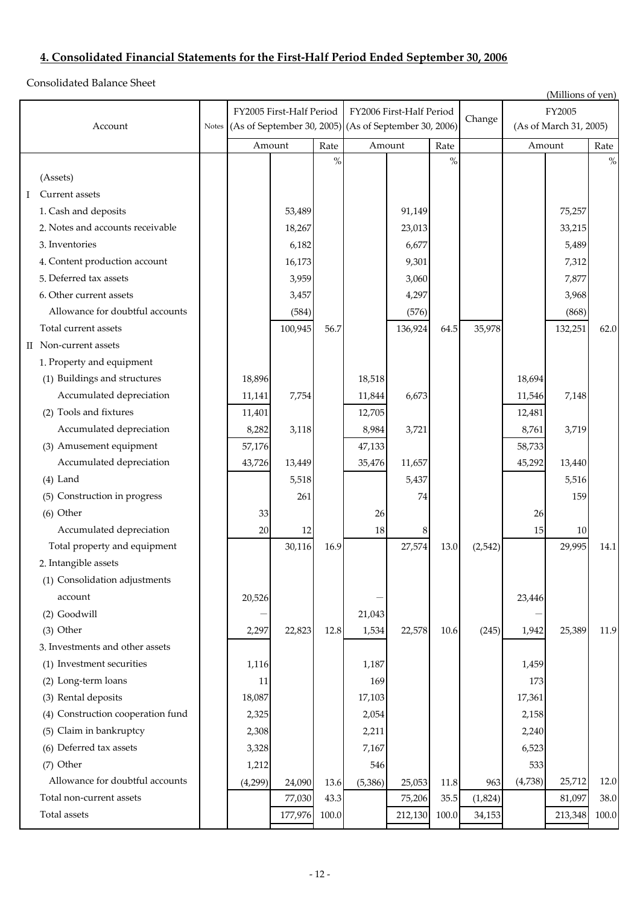## 4. Consolidated Financial Statements for the First-Half Period Ended September 30, 2006

Consolidated Balance Sheet

(Millions of yen)

| Account | Notes | FY2005 First-Half Period (As of September 30, 2005) | | | FY2006 First-Half Period (As of September 30, 2006) | | | Change | FY2005 (As of March 31, 2005) | | |
|---|---|---|---|---|---|---|---|---|---|---|---|
| | | Amount | | Rate | Amount | | Rate | | Amount | | Rate |
| | | | | % | | | % | | | | % |
| (Assets) | | | | | | | | | | | |
| I Current assets | | | | | | | | | | | |
| 1. Cash and deposits | | | 53,489 | | | 91,149 | | | | 75,257 | |
| 2. Notes and accounts receivable | | | 18,267 | | | 23,013 | | | | 33,215 | |
| 3. Inventories | | | 6,182 | | | 6,677 | | | | 5,489 | |
| 4. Content production account | | | 16,173 | | | 9,301 | | | | 7,312 | |
| 5. Deferred tax assets | | | 3,959 | | | 3,060 | | | | 7,877 | |
| 6. Other current assets | | | 3,457 | | | 4,297 | | | | 3,968 | |
| Allowance for doubtful accounts | | | (584) | | | (576) | | | | (868) | |
| Total current assets | | | 100,945 | 56.7 | | 136,924 | 64.5 | 35,978 | | 132,251 | 62.0 |
| II Non-current assets | | | | | | | | | | | |
| 1. Property and equipment | | | | | | | | | | | |
| (1) Buildings and structures | | 18,896 | | | 18,518 | | | | 18,694 | | |
| Accumulated depreciation | | 11,141 | 7,754 | | 11,844 | 6,673 | | | 11,546 | 7,148 | |
| (2) Tools and fixtures | | 11,401 | | | 12,705 | | | | 12,481 | | |
| Accumulated depreciation | | 8,282 | 3,118 | | 8,984 | 3,721 | | | 8,761 | 3,719 | |
| (3) Amusement equipment | | 57,176 | | | 47,133 | | | | 58,733 | | |
| Accumulated depreciation | | 43,726 | 13,449 | | 35,476 | 11,657 | | | 45,292 | 13,440 | |
| (4) Land | | | 5,518 | | | 5,437 | | | | 5,516 | |
| (5) Construction in progress | | | 261 | | | 74 | | | | 159 | |
| (6) Other | | 33 | | | 26 | | | | 26 | | |
| Accumulated depreciation | | 20 | 12 | | 18 | 8 | | | 15 | 10 | |
| Total property and equipment | | | 30,116 | 16.9 | | 27,574 | 13.0 | (2,542) | | 29,995 | 14.1 |
| 2. Intangible assets | | | | | | | | | | | |
| (1) Consolidation adjustments account | | 20,526 | | | — | | | | 23,446 | | |
| (2) Goodwill | | — | | | 21,043 | | | | — | | |
| (3) Other | | 2,297 | 22,823 | 12.8 | 1,534 | 22,578 | 10.6 | (245) | 1,942 | 25,389 | 11.9 |
| 3. Investments and other assets | | | | | | | | | | | |
| (1) Investment securities | | 1,116 | | | 1,187 | | | | 1,459 | | |
| (2) Long-term loans | | 11 | | | 169 | | | | 173 | | |
| (3) Rental deposits | | 18,087 | | | 17,103 | | | | 17,361 | | |
| (4) Construction cooperation fund | | 2,325 | | | 2,054 | | | | 2,158 | | |
| (5) Claim in bankruptcy | | 2,308 | | | 2,211 | | | | 2,240 | | |
| (6) Deferred tax assets | | 3,328 | | | 7,167 | | | | 6,523 | | |
| (7) Other | | 1,212 | | | 546 | | | | 533 | | |
| Allowance for doubtful accounts | | (4,299) | 24,090 | 13.6 | (5,386) | 25,053 | 11.8 | 963 | (4,738) | 25,712 | 12.0 |
| Total non-current assets | | | 77,030 | 43.3 | | 75,206 | 35.5 | (1,824) | | 81,097 | 38.0 |
| Total assets | | | 177,976 | 100.0 | | 212,130 | 100.0 | 34,153 | | 213,348 | 100.0 |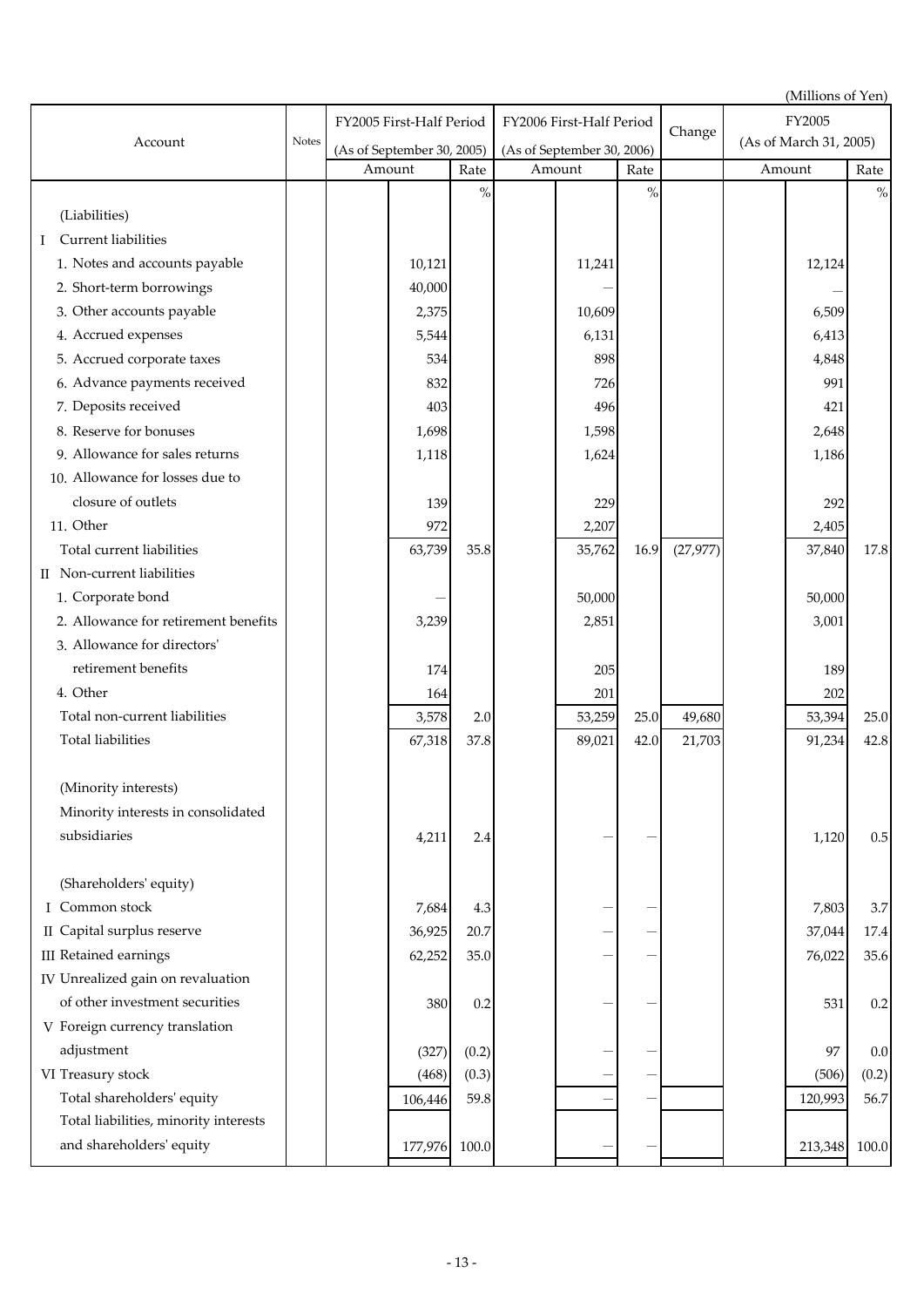(Millions of Yen)

| Account | Notes | FY2005 First-Half Period (As of September 30, 2005) | | FY2006 First-Half Period (As of September 30, 2006) | | Change | FY2005 (As of March 31, 2005) | |
|---|---|---|---|---|---|---|---|---|
| | | Amount | Rate | Amount | Rate | | Amount | Rate |
| | | | % | | % | | | % |
| (Liabilities) | | | | | | | | |
| I Current liabilities | | | | | | | | |
| 1. Notes and accounts payable | | 10,121 | | 11,241 | | | 12,124 | |
| 2. Short-term borrowings | | 40,000 | | — | | | — | |
| 3. Other accounts payable | | 2,375 | | 10,609 | | | 6,509 | |
| 4. Accrued expenses | | 5,544 | | 6,131 | | | 6,413 | |
| 5. Accrued corporate taxes | | 534 | | 898 | | | 4,848 | |
| 6. Advance payments received | | 832 | | 726 | | | 991 | |
| 7. Deposits received | | 403 | | 496 | | | 421 | |
| 8. Reserve for bonuses | | 1,698 | | 1,598 | | | 2,648 | |
| 9. Allowance for sales returns | | 1,118 | | 1,624 | | | 1,186 | |
| 10. Allowance for losses due to closure of outlets | | 139 | | 229 | | | 292 | |
| 11. Other | | 972 | | 2,207 | | | 2,405 | |
| Total current liabilities | | 63,739 | 35.8 | 35,762 | 16.9 | (27,977) | 37,840 | 17.8 |
| II Non-current liabilities | | | | | | | | |
| 1. Corporate bond | | — | | 50,000 | | | 50,000 | |
| 2. Allowance for retirement benefits | | 3,239 | | 2,851 | | | 3,001 | |
| 3. Allowance for directors' retirement benefits | | 174 | | 205 | | | 189 | |
| 4. Other | | 164 | | 201 | | | 202 | |
| Total non-current liabilities | | 3,578 | 2.0 | 53,259 | 25.0 | 49,680 | 53,394 | 25.0 |
| Total liabilities | | 67,318 | 37.8 | 89,021 | 42.0 | 21,703 | 91,234 | 42.8 |
| (Minority interests) | | | | | | | | |
| Minority interests in consolidated subsidiaries | | 4,211 | 2.4 | — | — | | 1,120 | 0.5 |
| (Shareholders' equity) | | | | | | | | |
| I Common stock | | 7,684 | 4.3 | — | — | | 7,803 | 3.7 |
| II Capital surplus reserve | | 36,925 | 20.7 | — | — | | 37,044 | 17.4 |
| III Retained earnings | | 62,252 | 35.0 | — | — | | 76,022 | 35.6 |
| IV Unrealized gain on revaluation of other investment securities | | 380 | 0.2 | — | — | | 531 | 0.2 |
| V Foreign currency translation adjustment | | (327) | (0.2) | — | — | | 97 | 0.0 |
| VI Treasury stock | | (468) | (0.3) | — | — | | (506) | (0.2) |
| Total shareholders' equity | | 106,446 | 59.8 | — | — | | 120,993 | 56.7 |
| Total liabilities, minority interests and shareholders' equity | | 177,976 | 100.0 | — | — | | 213,348 | 100.0 |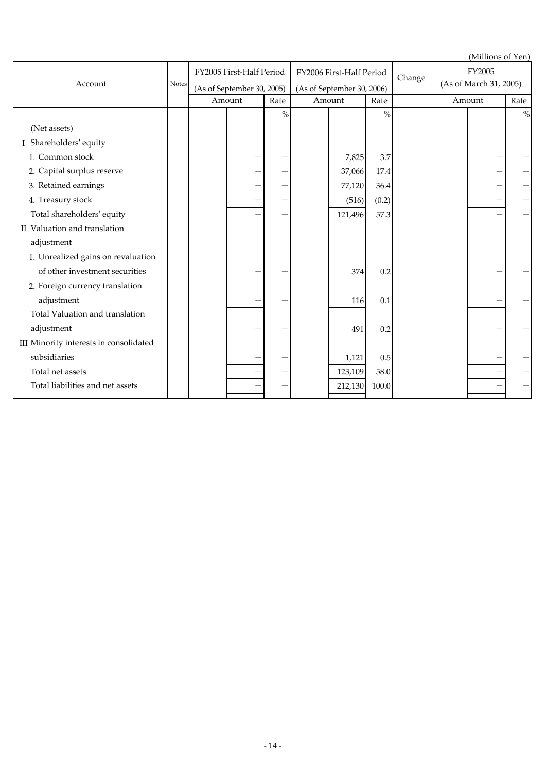(Millions of Yen)

| Account | Notes | FY2005 First-Half Period (As of September 30, 2005) | | FY2006 First-Half Period (As of September 30, 2006) | | Change | FY2005 (As of March 31, 2005) | |
|---|---|---|---|---|---|---|---|---|
| | | Amount | Rate | Amount | Rate | | Amount | Rate |
| | | | % | | % | | | % |
| (Net assets) | | | | | | | | |
| I Shareholders' equity | | | | | | | | |
| 1. Common stock | | — | — | 7,825 | 3.7 | | — | — |
| 2. Capital surplus reserve | | — | — | 37,066 | 17.4 | | — | — |
| 3. Retained earnings | | — | — | 77,120 | 36.4 | | — | — |
| 4. Treasury stock | | — | — | (516) | (0.2) | | — | — |
| Total shareholders' equity | | — | — | 121,496 | 57.3 | | — | — |
| II Valuation and translation adjustment | | | | | | | | |
| 1. Unrealized gains on revaluation of other investment securities | | — | — | 374 | 0.2 | | — | — |
| 2. Foreign currency translation adjustment | | — | — | 116 | 0.1 | | — | — |
| Total Valuation and translation adjustment | | — | — | 491 | 0.2 | | — | — |
| III Minority interests in consolidated subsidiaries | | — | — | 1,121 | 0.5 | | — | — |
| Total net assets | | — | — | 123,109 | 58.0 | | — | — |
| Total liabilities and net assets | | — | — | 212,130 | 100.0 | | — | — |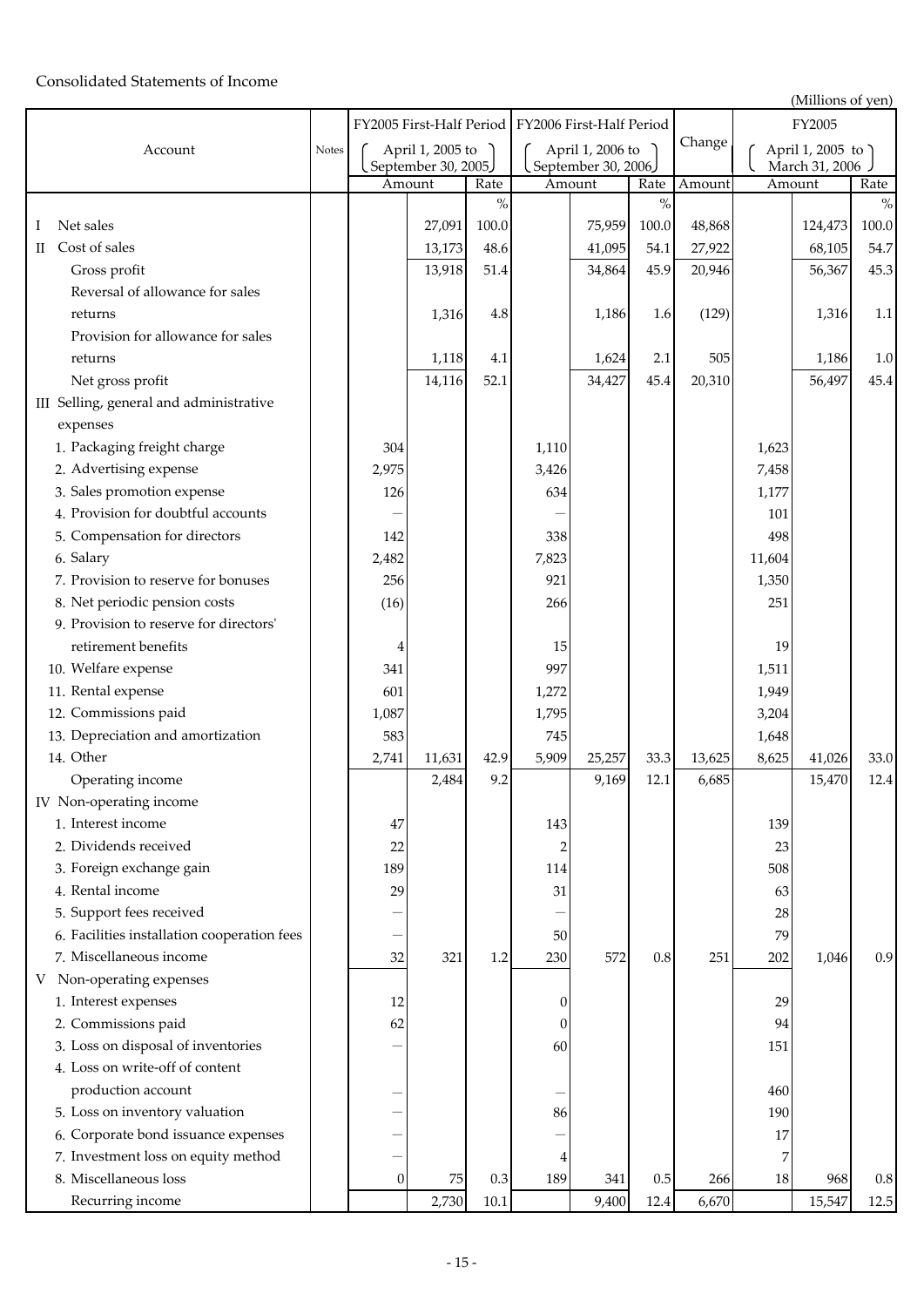Consolidated Statements of Income

(Millions of yen)

| Account | Notes | FY2005 First-Half Period (April 1, 2005 to September 30, 2005) | | | FY2006 First-Half Period (April 1, 2006 to September 30, 2006) | | | Change | FY2005 (April 1, 2005 to March 31, 2006) | | |
|---|---|---|---|---|---|---|---|---|---|---|---|
| | | Amount | | Rate | Amount | | Rate | Amount | Amount | | Rate |
| | | | | % | | | % | | | | % |
| I Net sales | | | 27,091 | 100.0 | | 75,959 | 100.0 | 48,868 | | 124,473 | 100.0 |
| II Cost of sales | | | 13,173 | 48.6 | | 41,095 | 54.1 | 27,922 | | 68,105 | 54.7 |
| Gross profit | | | 13,918 | 51.4 | | 34,864 | 45.9 | 20,946 | | 56,367 | 45.3 |
| Reversal of allowance for sales returns | | | 1,316 | 4.8 | | 1,186 | 1.6 | (129) | | 1,316 | 1.1 |
| Provision for allowance for sales returns | | | 1,118 | 4.1 | | 1,624 | 2.1 | 505 | | 1,186 | 1.0 |
| Net gross profit | | | 14,116 | 52.1 | | 34,427 | 45.4 | 20,310 | | 56,497 | 45.4 |
| III Selling, general and administrative expenses | | | | | | | | | | | |
| 1. Packaging freight charge | | 304 | | | 1,110 | | | | 1,623 | | |
| 2. Advertising expense | | 2,975 | | | 3,426 | | | | 7,458 | | |
| 3. Sales promotion expense | | 126 | | | 634 | | | | 1,177 | | |
| 4. Provision for doubtful accounts | | — | | | — | | | | 101 | | |
| 5. Compensation for directors | | 142 | | | 338 | | | | 498 | | |
| 6. Salary | | 2,482 | | | 7,823 | | | | 11,604 | | |
| 7. Provision to reserve for bonuses | | 256 | | | 921 | | | | 1,350 | | |
| 8. Net periodic pension costs | | (16) | | | 266 | | | | 251 | | |
| 9. Provision to reserve for directors' retirement benefits | | 4 | | | 15 | | | | 19 | | |
| 10. Welfare expense | | 341 | | | 997 | | | | 1,511 | | |
| 11. Rental expense | | 601 | | | 1,272 | | | | 1,949 | | |
| 12. Commissions paid | | 1,087 | | | 1,795 | | | | 3,204 | | |
| 13. Depreciation and amortization | | 583 | | | 745 | | | | 1,648 | | |
| 14. Other | | 2,741 | 11,631 | 42.9 | 5,909 | 25,257 | 33.3 | 13,625 | 8,625 | 41,026 | 33.0 |
| Operating income | | | 2,484 | 9.2 | | 9,169 | 12.1 | 6,685 | | 15,470 | 12.4 |
| IV Non-operating income | | | | | | | | | | | |
| 1. Interest income | | 47 | | | 143 | | | | 139 | | |
| 2. Dividends received | | 22 | | | 2 | | | | 23 | | |
| 3. Foreign exchange gain | | 189 | | | 114 | | | | 508 | | |
| 4. Rental income | | 29 | | | 31 | | | | 63 | | |
| 5. Support fees received | | — | | | — | | | | 28 | | |
| 6. Facilities installation cooperation fees | | — | | | 50 | | | | 79 | | |
| 7. Miscellaneous income | | 32 | 321 | 1.2 | 230 | 572 | 0.8 | 251 | 202 | 1,046 | 0.9 |
| V Non-operating expenses | | | | | | | | | | | |
| 1. Interest expenses | | 12 | | | 0 | | | | 29 | | |
| 2. Commissions paid | | 62 | | | 0 | | | | 94 | | |
| 3. Loss on disposal of inventories | | — | | | 60 | | | | 151 | | |
| 4. Loss on write-off of content production account | | — | | | — | | | | 460 | | |
| 5. Loss on inventory valuation | | — | | | 86 | | | | 190 | | |
| 6. Corporate bond issuance expenses | | — | | | — | | | | 17 | | |
| 7. Investment loss on equity method | | — | | | 4 | | | | 7 | | |
| 8. Miscellaneous loss | | 0 | 75 | 0.3 | 189 | 341 | 0.5 | 266 | 18 | 968 | 0.8 |
| Recurring income | | | 2,730 | 10.1 | | 9,400 | 12.4 | 6,670 | | 15,547 | 12.5 |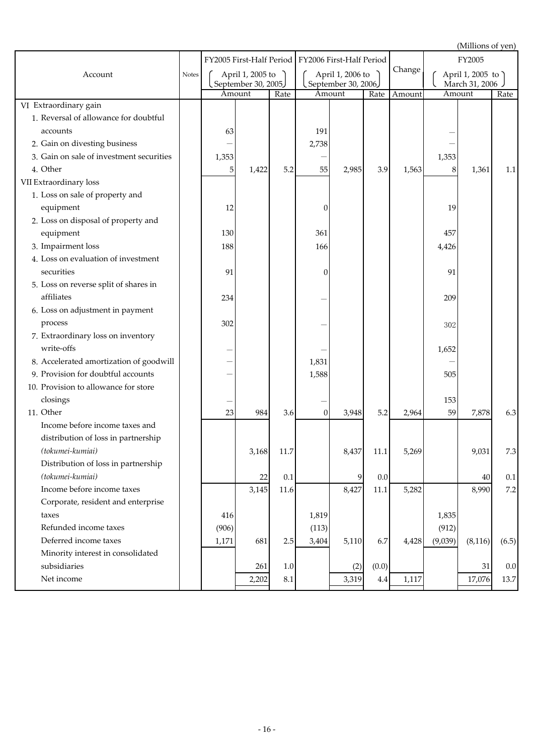(Millions of yen)

| Account | Notes | FY2005 First-Half Period (April 1, 2005 to September 30, 2005) | | | FY2006 First-Half Period (April 1, 2006 to September 30, 2006) | | | Change | FY2005 (April 1, 2005 to March 31, 2006) | | |
|---|---|---|---|---|---|---|---|---|---|---|---|
| | | Amount | | Rate | Amount | | Rate | Amount | Amount | | Rate |
| VI Extraordinary gain | | | | | | | | | | | |
| 1. Reversal of allowance for doubtful accounts | | 63 | | | 191 | | | | — | | |
| 2. Gain on divesting business | | — | | | 2,738 | | | | — | | |
| 3. Gain on sale of investment securities | | 1,353 | | | — | | | | 1,353 | | |
| 4. Other | | 5 | 1,422 | 5.2 | 55 | 2,985 | 3.9 | 1,563 | 8 | 1,361 | 1.1 |
| VII Extraordinary loss | | | | | | | | | | | |
| 1. Loss on sale of property and equipment | | 12 | | | 0 | | | | 19 | | |
| 2. Loss on disposal of property and equipment | | 130 | | | 361 | | | | 457 | | |
| 3. Impairment loss | | 188 | | | 166 | | | | 4,426 | | |
| 4. Loss on evaluation of investment securities | | 91 | | | 0 | | | | 91 | | |
| 5. Loss on reverse split of shares in affiliates | | 234 | | | — | | | | 209 | | |
| 6. Loss on adjustment in payment process | | 302 | | | — | | | | 302 | | |
| 7. Extraordinary loss on inventory write-offs | | — | | | — | | | | 1,652 | | |
| 8. Accelerated amortization of goodwill | | — | | | 1,831 | | | | — | | |
| 9. Provision for doubtful accounts | | — | | | 1,588 | | | | 505 | | |
| 10. Provision to allowance for store closings | | — | | | — | | | | 153 | | |
| 11. Other | | 23 | 984 | 3.6 | 0 | 3,948 | 5.2 | 2,964 | 59 | 7,878 | 6.3 |
| Income before income taxes and distribution of loss in partnership *(tokumei-kumiai)* | | | 3,168 | 11.7 | | 8,437 | 11.1 | 5,269 | | 9,031 | 7.3 |
| Distribution of loss in partnership *(tokumei-kumiai)* | | | 22 | 0.1 | | 9 | 0.0 | | | 40 | 0.1 |
| Income before income taxes | | | 3,145 | 11.6 | | 8,427 | 11.1 | 5,282 | | 8,990 | 7.2 |
| Corporate, resident and enterprise taxes | | 416 | | | 1,819 | | | | 1,835 | | |
| Refunded income taxes | | (906) | | | (113) | | | | (912) | | |
| Deferred income taxes | | 1,171 | 681 | 2.5 | 3,404 | 5,110 | 6.7 | 4,428 | (9,039) | (8,116) | (6.5) |
| Minority interest in consolidated subsidiaries | | | 261 | 1.0 | | (2) | (0.0) | | | 31 | 0.0 |
| Net income | | | 2,202 | 8.1 | | 3,319 | 4.4 | 1,117 | | 17,076 | 13.7 |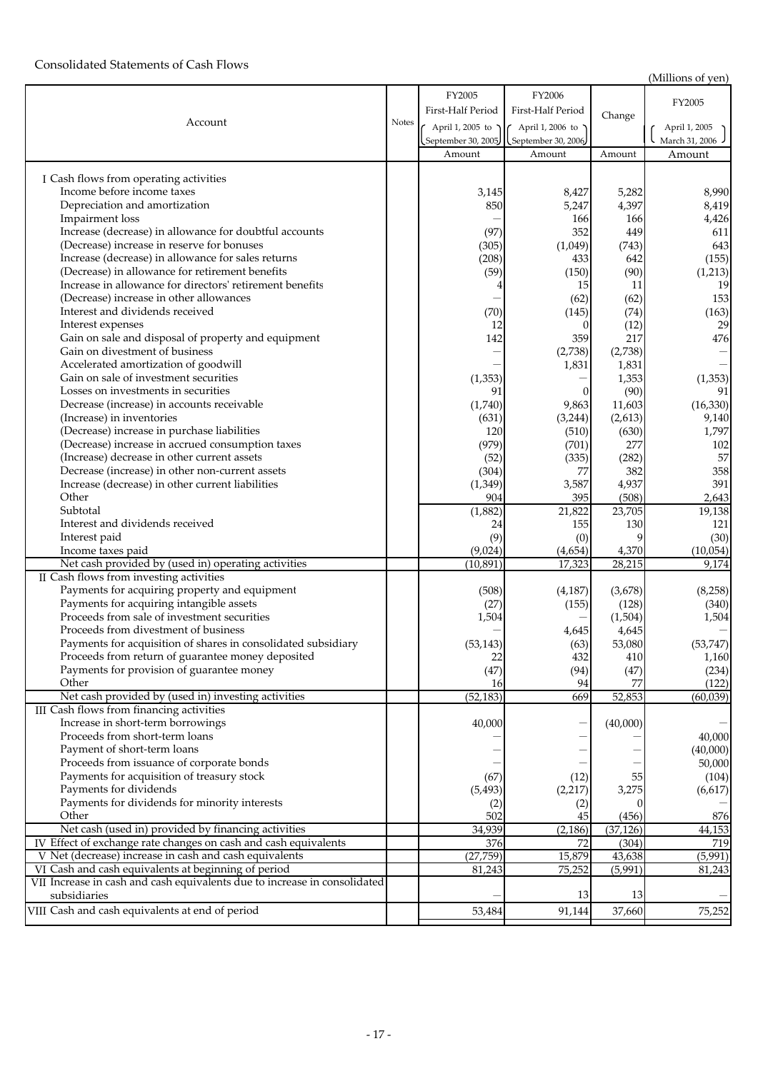## Consolidated Statements of Cash Flows

(Millions of yen)

| Account | Notes | FY2005 First-Half Period (April 1, 2005 to September 30, 2005) | FY2006 First-Half Period (April 1, 2006 to September 30, 2006) | Change | FY2005 (April 1, 2005 March 31, 2006) |
|---|---|---|---|---|---|
| | | Amount | Amount | Amount | Amount |
| I Cash flows from operating activities | | | | | |
| Income before income taxes | | 3,145 | 8,427 | 5,282 | 8,990 |
| Depreciation and amortization | | 850 | 5,247 | 4,397 | 8,419 |
| Impairment loss | | — | 166 | 166 | 4,426 |
| Increase (decrease) in allowance for doubtful accounts | | (97) | 352 | 449 | 611 |
| (Decrease) increase in reserve for bonuses | | (305) | (1,049) | (743) | 643 |
| Increase (decrease) in allowance for sales returns | | (208) | 433 | 642 | (155) |
| (Decrease) in allowance for retirement benefits | | (59) | (150) | (90) | (1,213) |
| Increase in allowance for directors' retirement benefits | | 4 | 15 | 11 | 19 |
| (Decrease) increase in other allowances | | — | (62) | (62) | 153 |
| Interest and dividends received | | (70) | (145) | (74) | (163) |
| Interest expenses | | 12 | 0 | (12) | 29 |
| Gain on sale and disposal of property and equipment | | 142 | 359 | 217 | 476 |
| Gain on divestment of business | | — | (2,738) | (2,738) | — |
| Accelerated amortization of goodwill | | — | 1,831 | 1,831 | — |
| Gain on sale of investment securities | | (1,353) | — | 1,353 | (1,353) |
| Losses on investments in securities | | 91 | 0 | (90) | 91 |
| Decrease (increase) in accounts receivable | | (1,740) | 9,863 | 11,603 | (16,330) |
| (Increase) in inventories | | (631) | (3,244) | (2,613) | 9,140 |
| (Decrease) increase in purchase liabilities | | 120 | (510) | (630) | 1,797 |
| (Decrease) increase in accrued consumption taxes | | (979) | (701) | 277 | 102 |
| (Increase) decrease in other current assets | | (52) | (335) | (282) | 57 |
| Decrease (increase) in other non-current assets | | (304) | 77 | 382 | 358 |
| Increase (decrease) in other current liabilities | | (1,349) | 3,587 | 4,937 | 391 |
| Other | | 904 | 395 | (508) | 2,643 |
| Subtotal | | (1,882) | 21,822 | 23,705 | 19,138 |
| Interest and dividends received | | 24 | 155 | 130 | 121 |
| Interest paid | | (9) | (0) | 9 | (30) |
| Income taxes paid | | (9,024) | (4,654) | 4,370 | (10,054) |
| Net cash provided by (used in) operating activities | | (10,891) | 17,323 | 28,215 | 9,174 |
| II Cash flows from investing activities | | | | | |
| Payments for acquiring property and equipment | | (508) | (4,187) | (3,678) | (8,258) |
| Payments for acquiring intangible assets | | (27) | (155) | (128) | (340) |
| Proceeds from sale of investment securities | | 1,504 | — | (1,504) | 1,504 |
| Proceeds from divestment of business | | — | 4,645 | 4,645 | — |
| Payments for acquisition of shares in consolidated subsidiary | | (53,143) | (63) | 53,080 | (53,747) |
| Proceeds from return of guarantee money deposited | | 22 | 432 | 410 | 1,160 |
| Payments for provision of guarantee money | | (47) | (94) | (47) | (234) |
| Other | | 16 | 94 | 77 | (122) |
| Net cash provided by (used in) investing activities | | (52,183) | 669 | 52,853 | (60,039) |
| III Cash flows from financing activities | | | | | |
| Increase in short-term borrowings | | 40,000 | — | (40,000) | — |
| Proceeds from short-term loans | | — | — | — | 40,000 |
| Payment of short-term loans | | — | — | — | (40,000) |
| Proceeds from issuance of corporate bonds | | — | — | — | 50,000 |
| Payments for acquisition of treasury stock | | (67) | (12) | 55 | (104) |
| Payments for dividends | | (5,493) | (2,217) | 3,275 | (6,617) |
| Payments for dividends for minority interests | | (2) | (2) | 0 | — |
| Other | | 502 | 45 | (456) | 876 |
| Net cash (used in) provided by financing activities | | 34,939 | (2,186) | (37,126) | 44,153 |
| IV Effect of exchange rate changes on cash and cash equivalents | | 376 | 72 | (304) | 719 |
| V Net (decrease) increase in cash and cash equivalents | | (27,759) | 15,879 | 43,638 | (5,991) |
| VI Cash and cash equivalents at beginning of period | | 81,243 | 75,252 | (5,991) | 81,243 |
| VII Increase in cash and cash equivalents due to increase in consolidated subsidiaries | | — | 13 | 13 | — |
| VIII Cash and cash equivalents at end of period | | 53,484 | 91,144 | 37,660 | 75,252 |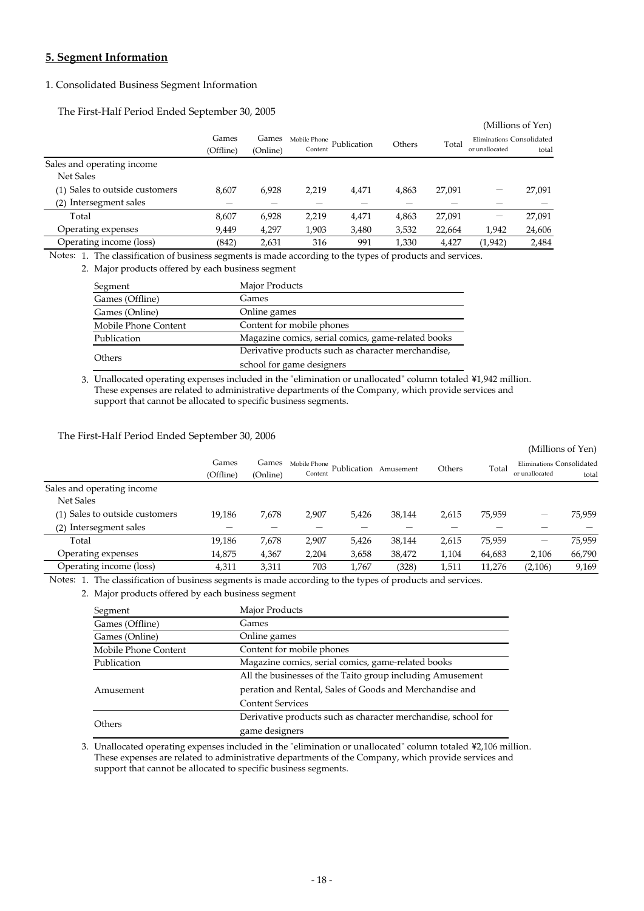## 5. Segment Information

1. Consolidated Business Segment Information

The First-Half Period Ended September 30, 2005

(Millions of Yen)

| | Games (Offline) | Games (Online) | Mobile Phone Content | Publication | Others | Total | Eliminations or unallocated | Consolidated total |
|---|---|---|---|---|---|---|---|---|
| Sales and operating income | | | | | | | | |
| Net Sales | | | | | | | | |
| (1) Sales to outside customers | 8,607 | 6,928 | 2,219 | 4,471 | 4,863 | 27,091 | — | 27,091 |
| (2) Intersegment sales | — | — | — | — | — | — | — | — |
| Total | 8,607 | 6,928 | 2,219 | 4,471 | 4,863 | 27,091 | — | 27,091 |
| Operating expenses | 9,449 | 4,297 | 1,903 | 3,480 | 3,532 | 22,664 | 1,942 | 24,606 |
| Operating income (loss) | (842) | 2,631 | 316 | 991 | 1,330 | 4,427 | (1,942) | 2,484 |

Notes: 1. The classification of business segments is made according to the types of products and services.

2. Major products offered by each business segment

| Segment | Major Products |
|---|---|
| Games (Offline) | Games |
| Games (Online) | Online games |
| Mobile Phone Content | Content for mobile phones |
| Publication | Magazine comics, serial comics, game-related books |
| Others | Derivative products such as character merchandise, school for game designers |

3. Unallocated operating expenses included in the "elimination or unallocated" column totaled ¥1,942 million. These expenses are related to administrative departments of the Company, which provide services and support that cannot be allocated to specific business segments.

The First-Half Period Ended September 30, 2006

(Millions of Yen)

| | Games (Offline) | Games (Online) | Mobile Phone Content | Publication | Amusement | Others | Total | Eliminations or unallocated | Consolidated total |
|---|---|---|---|---|---|---|---|---|---|
| Sales and operating income | | | | | | | | | |
| Net Sales | | | | | | | | | |
| (1) Sales to outside customers | 19,186 | 7,678 | 2,907 | 5,426 | 38,144 | 2,615 | 75,959 | — | 75,959 |
| (2) Intersegment sales | — | — | — | — | — | — | — | — | — |
| Total | 19,186 | 7,678 | 2,907 | 5,426 | 38,144 | 2,615 | 75,959 | — | 75,959 |
| Operating expenses | 14,875 | 4,367 | 2,204 | 3,658 | 38,472 | 1,104 | 64,683 | 2,106 | 66,790 |
| Operating income (loss) | 4,311 | 3,311 | 703 | 1,767 | (328) | 1,511 | 11,276 | (2,106) | 9,169 |

Notes: 1. The classification of business segments is made according to the types of products and services.

2. Major products offered by each business segment

| Segment | Major Products |
|---|---|
| Games (Offline) | Games |
| Games (Online) | Online games |
| Mobile Phone Content | Content for mobile phones |
| Publication | Magazine comics, serial comics, game-related books |
| Amusement | All the businesses of the Taito group including Amusement peration and Rental, Sales of Goods and Merchandise and Content Services |
| Others | Derivative products such as character merchandise, school for game designers |

3. Unallocated operating expenses included in the "elimination or unallocated" column totaled ¥2,106 million. These expenses are related to administrative departments of the Company, which provide services and support that cannot be allocated to specific business segments.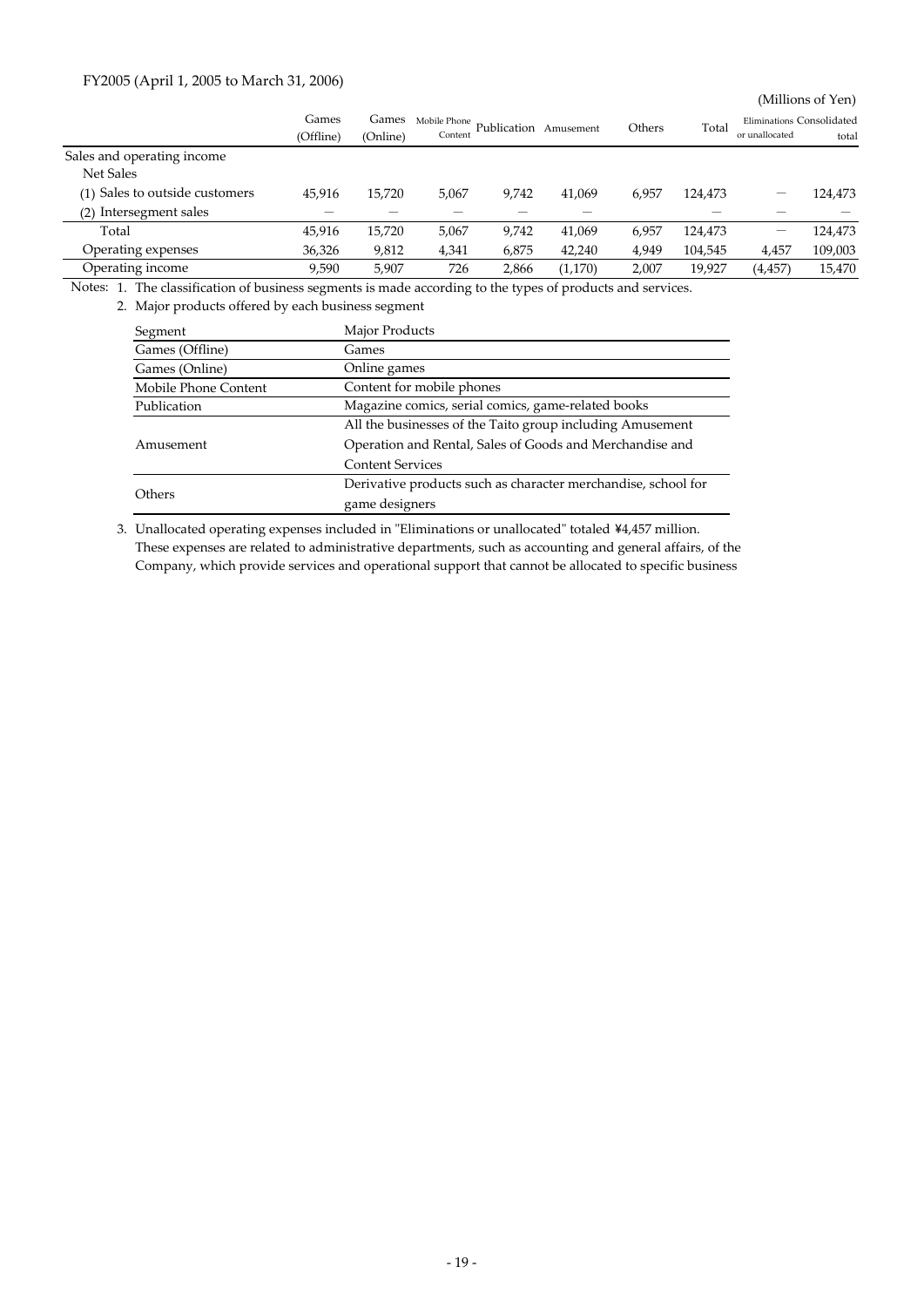FY2005 (April 1, 2005 to March 31, 2006)

(Millions of Yen)

| | Games (Offline) | Games (Online) | Mobile Phone Content | Publication | Amusement | Others | Total | Eliminations or unallocated | Consolidated total |
|---|---|---|---|---|---|---|---|---|---|
| Sales and operating income | | | | | | | | | |
| Net Sales | | | | | | | | | |
| (1) Sales to outside customers | 45,916 | 15,720 | 5,067 | 9,742 | 41,069 | 6,957 | 124,473 | — | 124,473 |
| (2) Intersegment sales | — | — | — | — | — | | — | — | — |
| Total | 45,916 | 15,720 | 5,067 | 9,742 | 41,069 | 6,957 | 124,473 | — | 124,473 |
| Operating expenses | 36,326 | 9,812 | 4,341 | 6,875 | 42,240 | 4,949 | 104,545 | 4,457 | 109,003 |
| Operating income | 9,590 | 5,907 | 726 | 2,866 | (1,170) | 2,007 | 19,927 | (4,457) | 15,470 |

Notes: 1. The classification of business segments is made according to the types of products and services.

2. Major products offered by each business segment

| Segment | Major Products |
|---|---|
| Games (Offline) | Games |
| Games (Online) | Online games |
| Mobile Phone Content | Content for mobile phones |
| Publication | Magazine comics, serial comics, game-related books |
| Amusement | All the businesses of the Taito group including Amusement Operation and Rental, Sales of Goods and Merchandise and Content Services |
| Others | Derivative products such as character merchandise, school for game designers |

3. Unallocated operating expenses included in "Eliminations or unallocated" totaled ¥4,457 million. These expenses are related to administrative departments, such as accounting and general affairs, of the Company, which provide services and operational support that cannot be allocated to specific business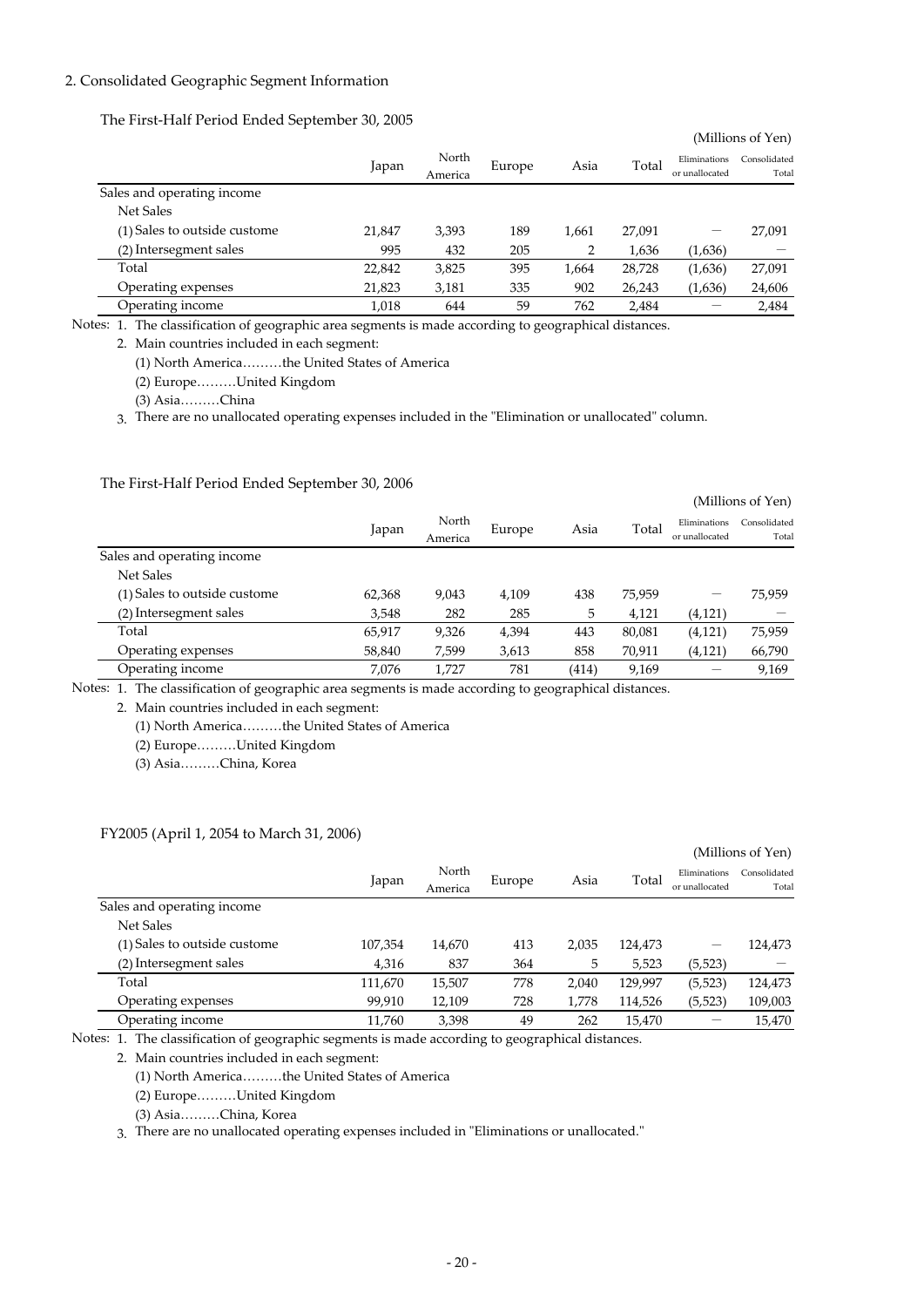## 2. Consolidated Geographic Segment Information

### The First-Half Period Ended September 30, 2005

(Millions of Yen)

| | Japan | North America | Europe | Asia | Total | Eliminations or unallocated | Consolidated Total |
|---|---|---|---|---|---|---|---|
| Sales and operating income | | | | | | | |
| Net Sales | | | | | | | |
| (1) Sales to outside custome | 21,847 | 3,393 | 189 | 1,661 | 27,091 | — | 27,091 |
| (2) Intersegment sales | 995 | 432 | 205 | 2 | 1,636 | (1,636) | — |
| Total | 22,842 | 3,825 | 395 | 1,664 | 28,728 | (1,636) | 27,091 |
| Operating expenses | 21,823 | 3,181 | 335 | 902 | 26,243 | (1,636) | 24,606 |
| Operating income | 1,018 | 644 | 59 | 762 | 2,484 | — | 2,484 |

Notes: 1. The classification of geographic area segments is made according to geographical distances.

2. Main countries included in each segment:

(1) North America………the United States of America

(2) Europe………United Kingdom

(3) Asia………China

3. There are no unallocated operating expenses included in the "Elimination or unallocated" column.

### The First-Half Period Ended September 30, 2006

(Millions of Yen)

| | Japan | North America | Europe | Asia | Total | Eliminations or unallocated | Consolidated Total |
|---|---|---|---|---|---|---|---|
| Sales and operating income | | | | | | | |
| Net Sales | | | | | | | |
| (1) Sales to outside custome | 62,368 | 9,043 | 4,109 | 438 | 75,959 | — | 75,959 |
| (2) Intersegment sales | 3,548 | 282 | 285 | 5 | 4,121 | (4,121) | — |
| Total | 65,917 | 9,326 | 4,394 | 443 | 80,081 | (4,121) | 75,959 |
| Operating expenses | 58,840 | 7,599 | 3,613 | 858 | 70,911 | (4,121) | 66,790 |
| Operating income | 7,076 | 1,727 | 781 | (414) | 9,169 | — | 9,169 |

Notes: 1. The classification of geographic area segments is made according to geographical distances.

2. Main countries included in each segment:

(1) North America………the United States of America

(2) Europe………United Kingdom

(3) Asia………China, Korea

### FY2005 (April 1, 2054 to March 31, 2006)

(Millions of Yen)

| | Japan | North America | Europe | Asia | Total | Eliminations or unallocated | Consolidated Total |
|---|---|---|---|---|---|---|---|
| Sales and operating income | | | | | | | |
| Net Sales | | | | | | | |
| (1) Sales to outside custome | 107,354 | 14,670 | 413 | 2,035 | 124,473 | — | 124,473 |
| (2) Intersegment sales | 4,316 | 837 | 364 | 5 | 5,523 | (5,523) | — |
| Total | 111,670 | 15,507 | 778 | 2,040 | 129,997 | (5,523) | 124,473 |
| Operating expenses | 99,910 | 12,109 | 728 | 1,778 | 114,526 | (5,523) | 109,003 |
| Operating income | 11,760 | 3,398 | 49 | 262 | 15,470 | — | 15,470 |

Notes: 1. The classification of geographic segments is made according to geographical distances.

2. Main countries included in each segment:

(1) North America………the United States of America

(2) Europe………United Kingdom

(3) Asia………China, Korea

3. There are no unallocated operating expenses included in "Eliminations or unallocated."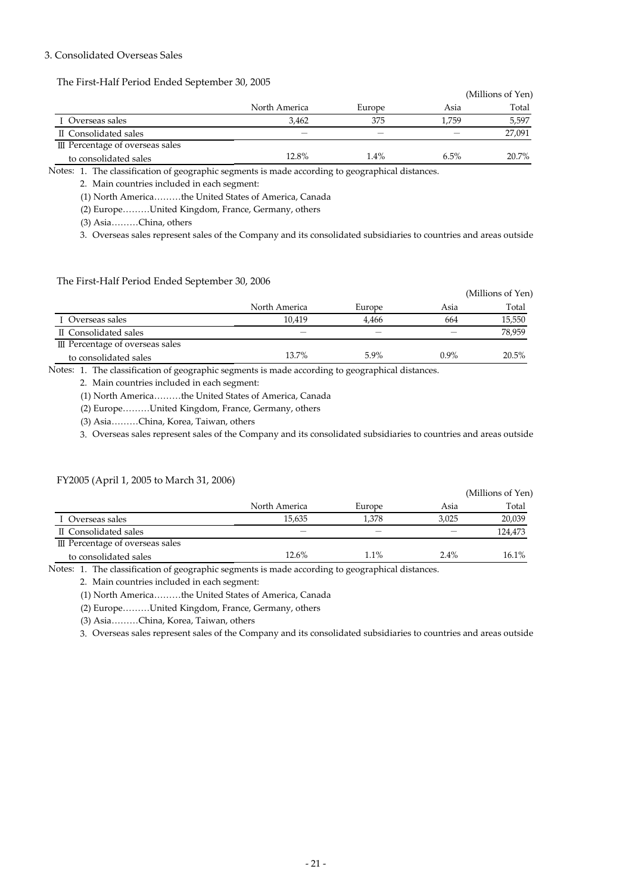## 3. Consolidated Overseas Sales

### The First-Half Period Ended September 30, 2005

(Millions of Yen)

| | North America | Europe | Asia | Total |
|---|---|---|---|---|
| Ⅰ Overseas sales | 3,462 | 375 | 1,759 | 5,597 |
| Ⅱ Consolidated sales | ― | ― | ― | 27,091 |
| Ⅲ Percentage of overseas sales to consolidated sales | 12.8% | 1.4% | 6.5% | 20.7% |

Notes: 1. The classification of geographic segments is made according to geographical distances.

2. Main countries included in each segment:

(1) North America………the United States of America, Canada

(2) Europe………United Kingdom, France, Germany, others

(3) Asia………China, others

3. Overseas sales represent sales of the Company and its consolidated subsidiaries to countries and areas outside

### The First-Half Period Ended September 30, 2006

(Millions of Yen)

| | North America | Europe | Asia | Total |
|---|---|---|---|---|
| Ⅰ Overseas sales | 10,419 | 4,466 | 664 | 15,550 |
| Ⅱ Consolidated sales | ― | ― | ― | 78,959 |
| Ⅲ Percentage of overseas sales to consolidated sales | 13.7% | 5.9% | 0.9% | 20.5% |

Notes: 1. The classification of geographic segments is made according to geographical distances.

2. Main countries included in each segment:

(1) North America………the United States of America, Canada

(2) Europe………United Kingdom, France, Germany, others

(3) Asia………China, Korea, Taiwan, others

3. Overseas sales represent sales of the Company and its consolidated subsidiaries to countries and areas outside

### FY2005 (April 1, 2005 to March 31, 2006)

(Millions of Yen)

| | North America | Europe | Asia | Total |
|---|---|---|---|---|
| Ⅰ Overseas sales | 15,635 | 1,378 | 3,025 | 20,039 |
| Ⅱ Consolidated sales | ― | ― | ― | 124,473 |
| Ⅲ Percentage of overseas sales to consolidated sales | 12.6% | 1.1% | 2.4% | 16.1% |

Notes: 1. The classification of geographic segments is made according to geographical distances.

2. Main countries included in each segment:

(1) North America………the United States of America, Canada

(2) Europe………United Kingdom, France, Germany, others

(3) Asia………China, Korea, Taiwan, others

3. Overseas sales represent sales of the Company and its consolidated subsidiaries to countries and areas outside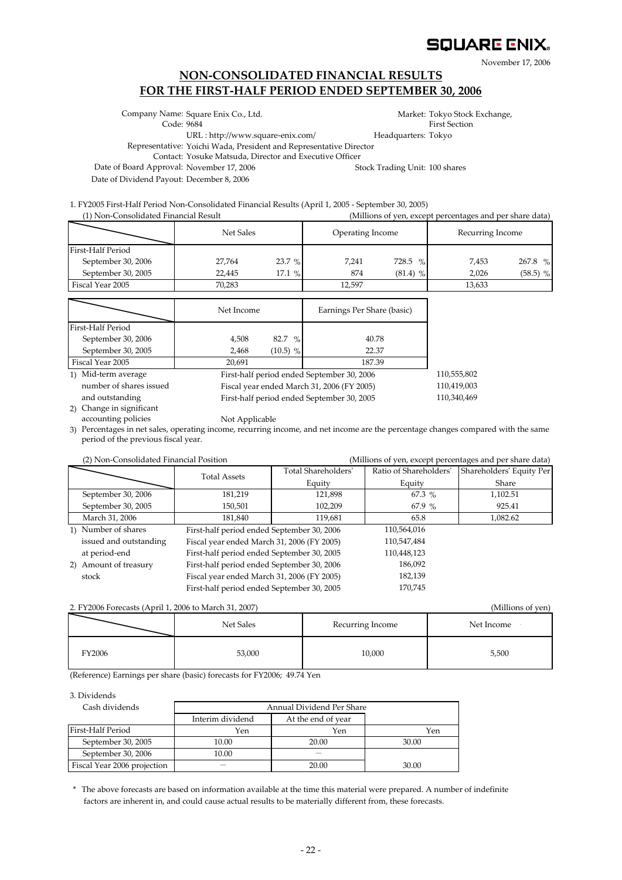SQUARE ENIX.

November 17, 2006

# NON-CONSOLIDATED FINANCIAL RESULTS FOR THE FIRST-HALF PERIOD ENDED SEPTEMBER 30, 2006

Company Name: Square Enix Co., Ltd.
Market: Tokyo Stock Exchange, First Section
Code: 9684
URL : http://www.square-enix.com/
Headquarters: Tokyo
Representative: Yoichi Wada, President and Representative Director
Contact: Yosuke Matsuda, Director and Executive Officer
Date of Board Approval: November 17, 2006
Stock Trading Unit: 100 shares
Date of Dividend Payout: December 8, 2006

1. FY2005 First-Half Period Non-Consolidated Financial Results (April 1, 2005 - September 30, 2005)

(1) Non-Consolidated Financial Result (Millions of yen, except percentages and per share data)

| | Net Sales | | Operating Income | | Recurring Income | |
|---|---|---|---|---|---|---|
| First-Half Period | | | | | | |
| September 30, 2006 | 27,764 | 23.7 % | 7,241 | 728.5 % | 7,453 | 267.8 % |
| September 30, 2005 | 22,445 | 17.1 % | 874 | (81.4) % | 2,026 | (58.5) % |
| Fiscal Year 2005 | 70,283 | | 12,597 | | 13,633 | |

| | Net Income | | Earnings Per Share (basic) |
|---|---|---|---|
| First-Half Period | | | |
| September 30, 2006 | 4,508 | 82.7 % | 40.78 |
| September 30, 2005 | 2,468 | (10.5) % | 22.37 |
| Fiscal Year 2005 | 20,691 | | 187.39 |

1) Mid-term average number of shares issued and outstanding
- First-half period ended September 30, 2006: 110,555,802
- Fiscal year ended March 31, 2006 (FY 2005): 110,419,003
- First-half period ended September 30, 2005: 110,340,469

2) Change in significant accounting policies: Not Applicable

3) Percentages in net sales, operating income, recurring income, and net income are the percentage changes compared with the same period of the previous fiscal year.

(2) Non-Consolidated Financial Position (Millions of yen, except percentages and per share data)

| | Total Assets | Total Shareholders' Equity | Ratio of Shareholders' Equity | Shareholders' Equity Per Share |
|---|---|---|---|---|
| September 30, 2006 | 181,219 | 121,898 | 67.3 % | 1,102.51 |
| September 30, 2005 | 150,501 | 102,209 | 67.9 % | 925.41 |
| March 31, 2006 | 181,840 | 119,681 | 65.8 | 1,082.62 |

1) Number of shares issued and outstanding at period-end
- First-half period ended September 30, 2006: 110,564,016
- Fiscal year ended March 31, 2006 (FY 2005): 110,547,484
- First-half period ended September 30, 2005: 110,448,123

2) Amount of treasury stock
- First-half period ended September 30, 2006: 186,092
- Fiscal year ended March 31, 2006 (FY 2005): 182,139
- First-half period ended September 30, 2005: 170,745

2. FY2006 Forecasts (April 1, 2006 to March 31, 2007) (Millions of yen)

| | Net Sales | Recurring Income | Net Income |
|---|---|---|---|
| FY2006 | 53,000 | 10,000 | 5,500 |

(Reference) Earnings per share (basic) forecasts for FY2006; 49.74 Yen

3. Dividends

| Cash dividends | Annual Dividend Per Share | | |
|---|---|---|---|
| | Interim dividend | At the end of year | |
| First-Half Period | Yen | Yen | Yen |
| September 30, 2005 | 10.00 | 20.00 | 30.00 |
| September 30, 2006 | 10.00 | — | |
| Fiscal Year 2006 projection | — | 20.00 | 30.00 |

\* The above forecasts are based on information available at the time this material were prepared. A number of indefinite factors are inherent in, and could cause actual results to be materially different from, these forecasts.